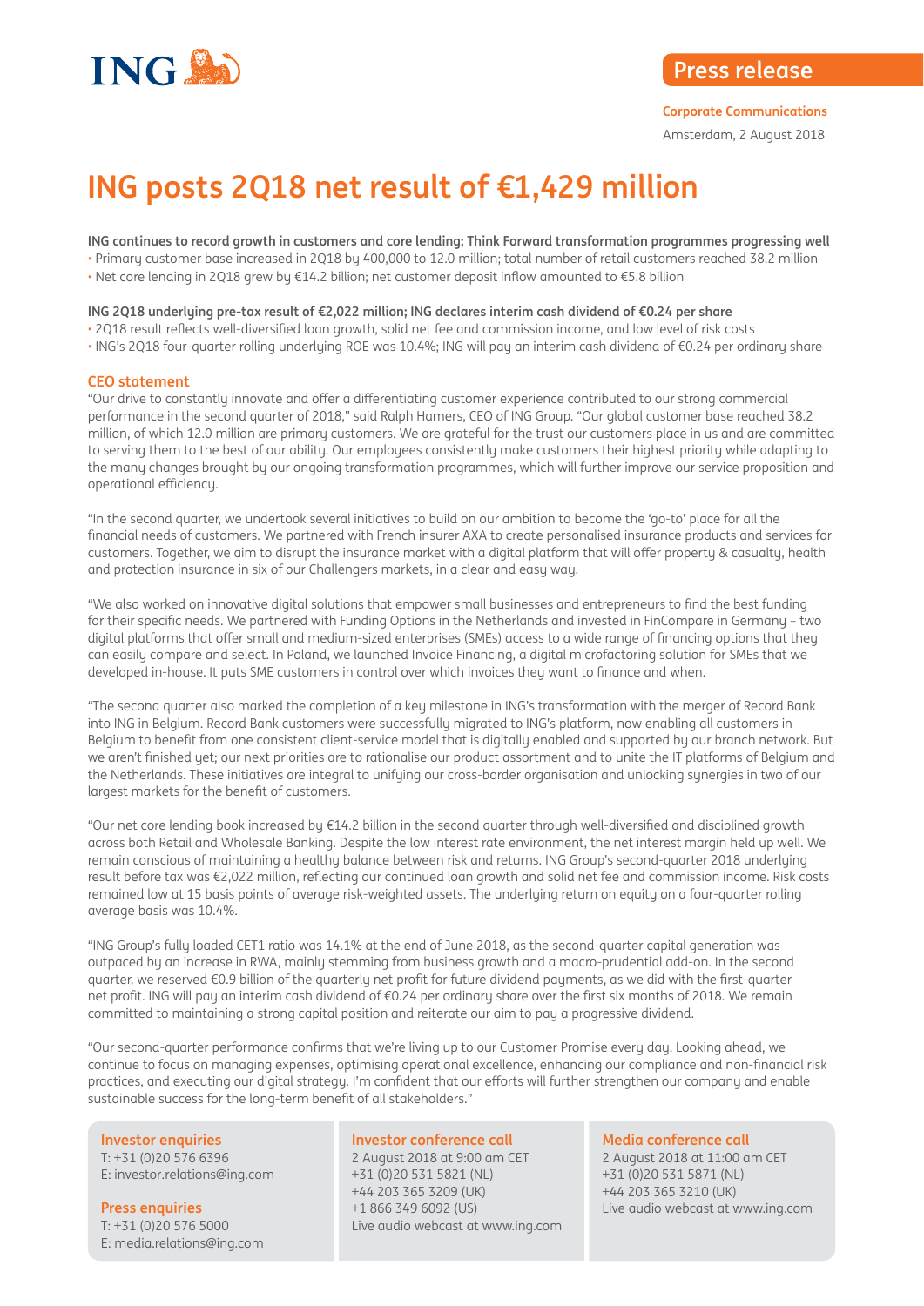Press release

Corporate Communications

Amsterdam, 2 August 2018

# ING posts 2Q18 net result of €1,429 million

**ING continues to record growth in customers and core lending; Think Forward transformation programmes progressing well**

- Primary customer base increased in 2Q18 by 400,000 to 12.0 million; total number of retail customers reached 38.2 million
- Net core lending in 2Q18 grew by €14.2 billion; net customer deposit inflow amounted to €5.8 billion

**ING 2Q18 underlying pre-tax result of €2,022 million; ING declares interim cash dividend of €0.24 per share**

- 2Q18 result reflects well-diversified loan growth, solid net fee and commission income, and low level of risk costs
- ING's 2Q18 four-quarter rolling underlying ROE was 10.4%; ING will pay an interim cash dividend of €0.24 per ordinary share

## CEO statement

"Our drive to constantly innovate and offer a differentiating customer experience contributed to our strong commercial performance in the second quarter of 2018," said Ralph Hamers, CEO of ING Group. "Our global customer base reached 38.2 million, of which 12.0 million are primary customers. We are grateful for the trust our customers place in us and are committed to serving them to the best of our ability. Our employees consistently make customers their highest priority while adapting to the many changes brought by our ongoing transformation programmes, which will further improve our service proposition and operational efficiency.

"In the second quarter, we undertook several initiatives to build on our ambition to become the 'go-to' place for all the financial needs of customers. We partnered with French insurer AXA to create personalised insurance products and services for customers. Together, we aim to disrupt the insurance market with a digital platform that will offer property & casualty, health and protection insurance in six of our Challengers markets, in a clear and easy way.

"We also worked on innovative digital solutions that empower small businesses and entrepreneurs to find the best funding for their specific needs. We partnered with Funding Options in the Netherlands and invested in FinCompare in Germany – two digital platforms that offer small and medium-sized enterprises (SMEs) access to a wide range of financing options that they can easily compare and select. In Poland, we launched Invoice Financing, a digital microfactoring solution for SMEs that we developed in-house. It puts SME customers in control over which invoices they want to finance and when.

"The second quarter also marked the completion of a key milestone in ING's transformation with the merger of Record Bank into ING in Belgium. Record Bank customers were successfully migrated to ING's platform, now enabling all customers in Belgium to benefit from one consistent client-service model that is digitally enabled and supported by our branch network. But we aren't finished yet; our next priorities are to rationalise our product assortment and to unite the IT platforms of Belgium and the Netherlands. These initiatives are integral to unifying our cross-border organisation and unlocking synergies in two of our largest markets for the benefit of customers.

"Our net core lending book increased by €14.2 billion in the second quarter through well-diversified and disciplined growth across both Retail and Wholesale Banking. Despite the low interest rate environment, the net interest margin held up well. We remain conscious of maintaining a healthy balance between risk and returns. ING Group's second-quarter 2018 underlying result before tax was €2,022 million, reflecting our continued loan growth and solid net fee and commission income. Risk costs remained low at 15 basis points of average risk-weighted assets. The underlying return on equity on a four-quarter rolling average basis was 10.4%.

"ING Group's fully loaded CET1 ratio was 14.1% at the end of June 2018, as the second-quarter capital generation was outpaced by an increase in RWA, mainly stemming from business growth and a macro-prudential add-on. In the second quarter, we reserved €0.9 billion of the quarterly net profit for future dividend payments, as we did with the first-quarter net profit. ING will pay an interim cash dividend of €0.24 per ordinary share over the first six months of 2018. We remain committed to maintaining a strong capital position and reiterate our aim to pay a progressive dividend.

"Our second-quarter performance confirms that we're living up to our Customer Promise every day. Looking ahead, we continue to focus on managing expenses, optimising operational excellence, enhancing our compliance and non-financial risk practices, and executing our digital strategy. I'm confident that our efforts will further strengthen our company and enable sustainable success for the long-term benefit of all stakeholders."

**Investor enquiries**
T: +31 (0)20 576 6396
E: investor.relations@ing.com

**Press enquiries**
T: +31 (0)20 576 5000
E: media.relations@ing.com

**Investor conference call**
2 August 2018 at 9:00 am CET
+31 (0)20 531 5821 (NL)
+44 203 365 3209 (UK)
+1 866 349 6092 (US)
Live audio webcast at www.ing.com

**Media conference call**
2 August 2018 at 11:00 am CET
+31 (0)20 531 5871 (NL)
+44 203 365 3210 (UK)
Live audio webcast at www.ing.com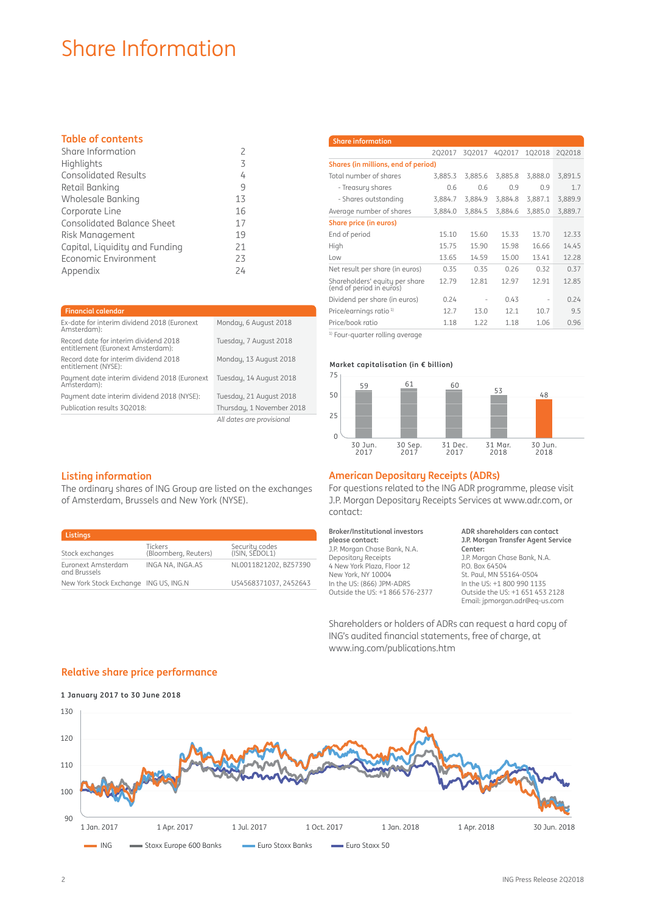# Share Information

## Table of contents

| | |
|---|---|
| Share Information | 2 |
| Highlights | 3 |
| Consolidated Results | 4 |
| Retail Banking | 9 |
| Wholesale Banking | 13 |
| Corporate Line | 16 |
| Consolidated Balance Sheet | 17 |
| Risk Management | 19 |
| Capital, Liquidity and Funding | 21 |
| Economic Environment | 23 |
| Appendix | 24 |

| Share information | 2Q2017 | 3Q2017 | 4Q2017 | 1Q2018 | 2Q2018 |
|---|---|---|---|---|---|
| **Shares (in millions, end of period)** | | | | | |
| Total number of shares | 3,885.3 | 3,885.6 | 3,885.8 | 3,888.0 | 3,891.5 |
| - Treasury shares | 0.6 | 0.6 | 0.9 | 0.9 | 1.7 |
| - Shares outstanding | 3,884.7 | 3,884.9 | 3,884.8 | 3,887.1 | 3,889.9 |
| Average number of shares | 3,884.0 | 3,884.5 | 3,884.6 | 3,885.0 | 3,889.7 |
| **Share price (in euros)** | | | | | |
| End of period | 15.10 | 15.60 | 15.33 | 13.70 | 12.33 |
| High | 15.75 | 15.90 | 15.98 | 16.66 | 14.45 |
| Low | 13.65 | 14.59 | 15.00 | 13.41 | 12.28 |
| Net result per share (in euros) | 0.35 | 0.35 | 0.26 | 0.32 | 0.37 |
| Shareholders' equity per share (end of period in euros) | 12.79 | 12.81 | 12.97 | 12.91 | 12.85 |
| Dividend per share (in euros) | 0.24 | - | 0.43 | - | 0.24 |
| Price/earnings ratio [1] | 12.7 | 13.0 | 12.1 | 10.7 | 9.5 |
| Price/book ratio | 1.18 | 1.22 | 1.18 | 1.06 | 0.96 |

[1] Four-quarter rolling average

| Financial calendar | |
|---|---|
| Ex-date for interim dividend 2018 (Euronext Amsterdam): | Monday, 6 August 2018 |
| Record date for interim dividend 2018 entitlement (Euronext Amsterdam): | Tuesday, 7 August 2018 |
| Record date for interim dividend 2018 entitlement (NYSE): | Monday, 13 August 2018 |
| Payment date interim dividend 2018 (Euronext Amsterdam): | Tuesday, 14 August 2018 |
| Payment date interim dividend 2018 (NYSE): | Tuesday, 21 August 2018 |
| Publication results 3Q2018: | Thursday, 1 November 2018 |
| | *All dates are provisional* |

**Market capitalisation (in € billion)**

75
50
25
0
59 61 60 53 48
30 Jun. 2017
30 Sep. 2017
31 Dec. 2017
31 Mar. 2018
30 Jun. 2018

## Listing information

The ordinary shares of ING Group are listed on the exchanges of Amsterdam, Brussels and New York (NYSE).

| Listings | | |
|---|---|---|
| Stock exchanges | Tickers (Bloomberg, Reuters) | Security codes (ISIN, SEDOL1) |
| Euronext Amsterdam and Brussels | INGA NA, INGA.AS | NL0011821202, BZ57390 |
| New York Stock Exchange | ING US, ING.N | US4568371037, 2452643 |

## American Depositary Receipts (ADRs)

For questions related to the ING ADR programme, please visit J.P. Morgan Depositary Receipts Services at www.adr.com, or contact:

**Broker/Institutional investors please contact:**
J.P. Morgan Chase Bank, N.A.
Depositary Receipts
4 New York Plaza, Floor 12
New York, NY 10004
In the US: (866) JPM-ADRS
Outside the US: +1 866 576-2377

**ADR shareholders can contact J.P. Morgan Transfer Agent Service Center:**
J.P. Morgan Chase Bank, N.A.
P.O. Box 64504
St. Paul, MN 55164-0504
In the US: +1 800 990 1135
Outside the US: +1 651 453 2128
Email: jpmorgan.adr@eq-us.com

Shareholders or holders of ADRs can request a hard copy of ING's audited financial statements, free of charge, at www.ing.com/publications.htm

## Relative share price performance

**1 January 2017 to 30 June 2018**

130
120
110
100
90
1 Jan. 2017
1 Apr. 2017
1 Jul. 2017
1 Oct. 2017
1 Jan. 2018
1 Apr. 2018
30 Jun. 2018

ING
Stoxx Europe 600 Banks
Euro Stoxx Banks
Euro Stoxx 50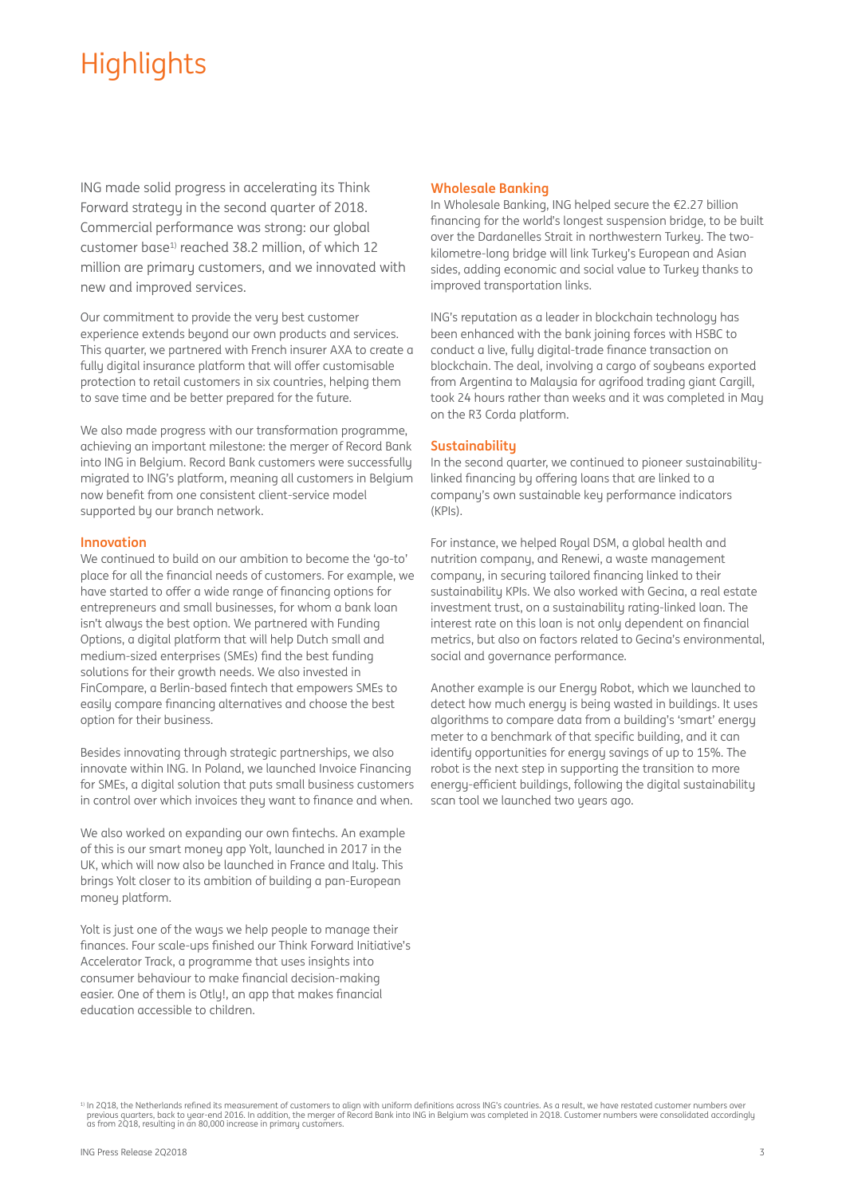# Highlights

ING made solid progress in accelerating its Think Forward strategy in the second quarter of 2018. Commercial performance was strong: our global customer base[1)] reached 38.2 million, of which 12 million are primary customers, and we innovated with new and improved services.

Our commitment to provide the very best customer experience extends beyond our own products and services. This quarter, we partnered with French insurer AXA to create a fully digital insurance platform that will offer customisable protection to retail customers in six countries, helping them to save time and be better prepared for the future.

We also made progress with our transformation programme, achieving an important milestone: the merger of Record Bank into ING in Belgium. Record Bank customers were successfully migrated to ING's platform, meaning all customers in Belgium now benefit from one consistent client-service model supported by our branch network.

**Innovation**

We continued to build on our ambition to become the 'go-to' place for all the financial needs of customers. For example, we have started to offer a wide range of financing options for entrepreneurs and small businesses, for whom a bank loan isn't always the best option. We partnered with Funding Options, a digital platform that will help Dutch small and medium-sized enterprises (SMEs) find the best funding solutions for their growth needs. We also invested in FinCompare, a Berlin-based fintech that empowers SMEs to easily compare financing alternatives and choose the best option for their business.

Besides innovating through strategic partnerships, we also innovate within ING. In Poland, we launched Invoice Financing for SMEs, a digital solution that puts small business customers in control over which invoices they want to finance and when.

We also worked on expanding our own fintechs. An example of this is our smart money app Yolt, launched in 2017 in the UK, which will now also be launched in France and Italy. This brings Yolt closer to its ambition of building a pan-European money platform.

Yolt is just one of the ways we help people to manage their finances. Four scale-ups finished our Think Forward Initiative's Accelerator Track, a programme that uses insights into consumer behaviour to make financial decision-making easier. One of them is Otly!, an app that makes financial education accessible to children.

**Wholesale Banking**

In Wholesale Banking, ING helped secure the €2.27 billion financing for the world's longest suspension bridge, to be built over the Dardanelles Strait in northwestern Turkey. The two-kilometre-long bridge will link Turkey's European and Asian sides, adding economic and social value to Turkey thanks to improved transportation links.

ING's reputation as a leader in blockchain technology has been enhanced with the bank joining forces with HSBC to conduct a live, fully digital-trade finance transaction on blockchain. The deal, involving a cargo of soybeans exported from Argentina to Malaysia for agrifood trading giant Cargill, took 24 hours rather than weeks and it was completed in May on the R3 Corda platform.

**Sustainability**

In the second quarter, we continued to pioneer sustainability-linked financing by offering loans that are linked to a company's own sustainable key performance indicators (KPIs).

For instance, we helped Royal DSM, a global health and nutrition company, and Renewi, a waste management company, in securing tailored financing linked to their sustainability KPIs. We also worked with Gecina, a real estate investment trust, on a sustainability rating-linked loan. The interest rate on this loan is not only dependent on financial metrics, but also on factors related to Gecina's environmental, social and governance performance.

Another example is our Energy Robot, which we launched to detect how much energy is being wasted in buildings. It uses algorithms to compare data from a building's 'smart' energy meter to a benchmark of that specific building, and it can identify opportunities for energy savings of up to 15%. The robot is the next step in supporting the transition to more energy-efficient buildings, following the digital sustainability scan tool we launched two years ago.

[1)] In 2Q18, the Netherlands refined its measurement of customers to align with uniform definitions across ING's countries. As a result, we have restated customer numbers over previous quarters, back to year-end 2016. In addition, the merger of Record Bank into ING in Belgium was completed in 2Q18. Customer numbers were consolidated accordingly as from 2Q18, resulting in an 80,000 increase in primary customers.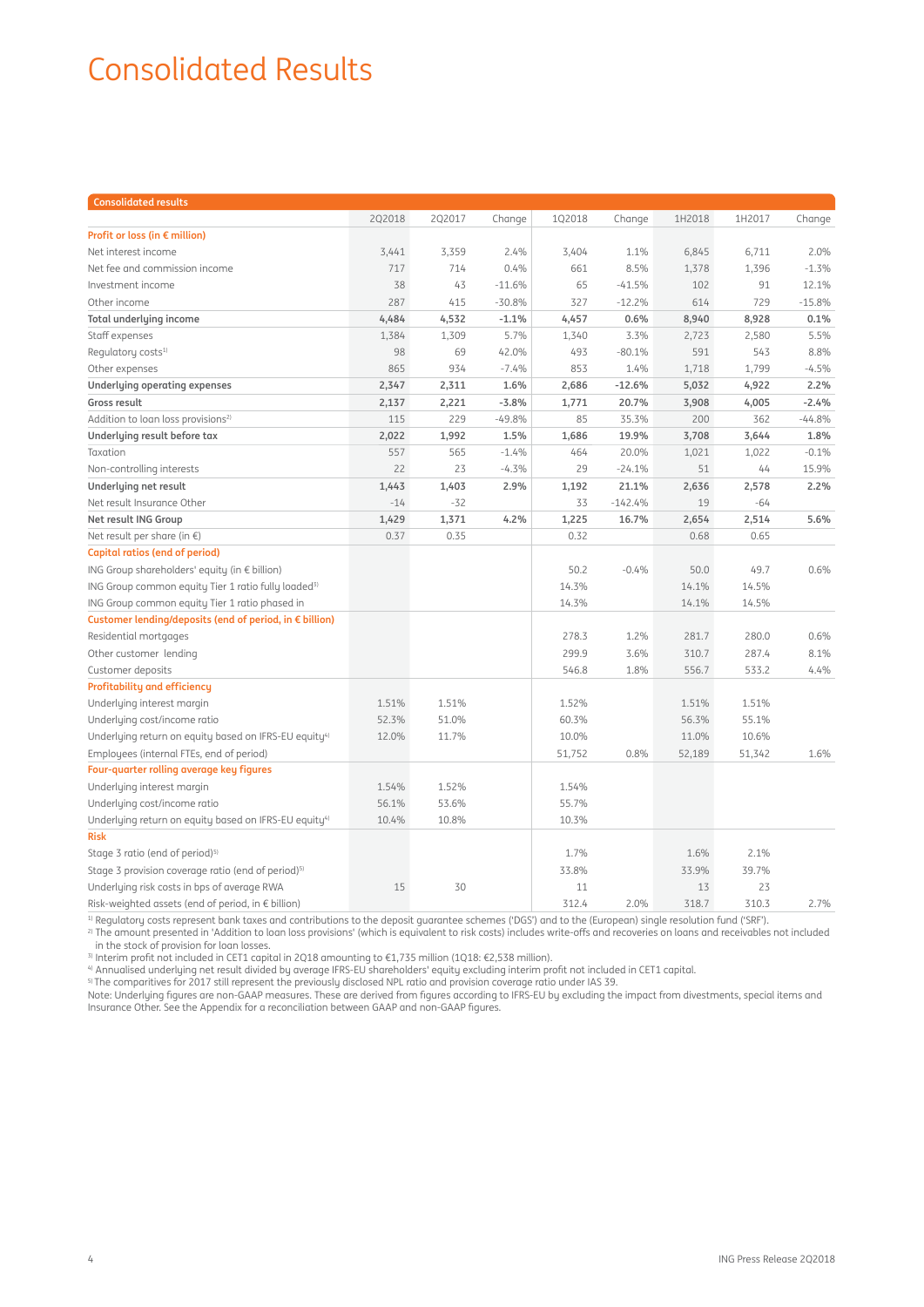# Consolidated Results

| Consolidated results | 2Q2018 | 2Q2017 | Change | 1Q2018 | Change | 1H2018 | 1H2017 | Change |
|---|---|---|---|---|---|---|---|---|
| **Profit or loss (in € million)** | | | | | | | | |
| Net interest income | 3,441 | 3,359 | 2.4% | 3,404 | 1.1% | 6,845 | 6,711 | 2.0% |
| Net fee and commission income | 717 | 714 | 0.4% | 661 | 8.5% | 1,378 | 1,396 | -1.3% |
| Investment income | 38 | 43 | -11.6% | 65 | -41.5% | 102 | 91 | 12.1% |
| Other income | 287 | 415 | -30.8% | 327 | -12.2% | 614 | 729 | -15.8% |
| **Total underlying income** | **4,484** | **4,532** | **-1.1%** | **4,457** | **0.6%** | **8,940** | **8,928** | **0.1%** |
| Staff expenses | 1,384 | 1,309 | 5.7% | 1,340 | 3.3% | 2,723 | 2,580 | 5.5% |
| Regulatory costs[1] | 98 | 69 | 42.0% | 493 | -80.1% | 591 | 543 | 8.8% |
| Other expenses | 865 | 934 | -7.4% | 853 | 1.4% | 1,718 | 1,799 | -4.5% |
| **Underlying operating expenses** | **2,347** | **2,311** | **1.6%** | **2,686** | **-12.6%** | **5,032** | **4,922** | **2.2%** |
| **Gross result** | **2,137** | **2,221** | **-3.8%** | **1,771** | **20.7%** | **3,908** | **4,005** | **-2.4%** |
| Addition to loan loss provisions[2] | 115 | 229 | -49.8% | 85 | 35.3% | 200 | 362 | -44.8% |
| **Underlying result before tax** | **2,022** | **1,992** | **1.5%** | **1,686** | **19.9%** | **3,708** | **3,644** | **1.8%** |
| Taxation | 557 | 565 | -1.4% | 464 | 20.0% | 1,021 | 1,022 | -0.1% |
| Non-controlling interests | 22 | 23 | -4.3% | 29 | -24.1% | 51 | 44 | 15.9% |
| **Underlying net result** | **1,443** | **1,403** | **2.9%** | **1,192** | **21.1%** | **2,636** | **2,578** | **2.2%** |
| Net result Insurance Other | -14 | -32 | | 33 | -142.4% | 19 | -64 | |
| **Net result ING Group** | **1,429** | **1,371** | **4.2%** | **1,225** | **16.7%** | **2,654** | **2,514** | **5.6%** |
| Net result per share (in €) | 0.37 | 0.35 | | 0.32 | | 0.68 | 0.65 | |
| **Capital ratios (end of period)** | | | | | | | | |
| ING Group shareholders' equity (in € billion) | | | | 50.2 | -0.4% | 50.0 | 49.7 | 0.6% |
| ING Group common equity Tier 1 ratio fully loaded[3] | | | | 14.3% | | 14.1% | 14.5% | |
| ING Group common equity Tier 1 ratio phased in | | | | 14.3% | | 14.1% | 14.5% | |
| **Customer lending/deposits (end of period, in € billion)** | | | | | | | | |
| Residential mortgages | | | | 278.3 | 1.2% | 281.7 | 280.0 | 0.6% |
| Other customer lending | | | | 299.9 | 3.6% | 310.7 | 287.4 | 8.1% |
| Customer deposits | | | | 546.8 | 1.8% | 556.7 | 533.2 | 4.4% |
| **Profitability and efficiency** | | | | | | | | |
| Underlying interest margin | 1.51% | 1.51% | | 1.52% | | 1.51% | 1.51% | |
| Underlying cost/income ratio | 52.3% | 51.0% | | 60.3% | | 56.3% | 55.1% | |
| Underlying return on equity based on IFRS-EU equity[4] | 12.0% | 11.7% | | 10.0% | | 11.0% | 10.6% | |
| Employees (internal FTEs, end of period) | | | | 51,752 | 0.8% | 52,189 | 51,342 | 1.6% |
| **Four-quarter rolling average key figures** | | | | | | | | |
| Underlying interest margin | 1.54% | 1.52% | | 1.54% | | | | |
| Underlying cost/income ratio | 56.1% | 53.6% | | 55.7% | | | | |
| Underlying return on equity based on IFRS-EU equity[4] | 10.4% | 10.8% | | 10.3% | | | | |
| **Risk** | | | | | | | | |
| Stage 3 ratio (end of period)[5] | | | | 1.7% | | 1.6% | 2.1% | |
| Stage 3 provision coverage ratio (end of period)[5] | | | | 33.8% | | 33.9% | 39.7% | |
| Underlying risk costs in bps of average RWA | 15 | 30 | | 11 | | 13 | 23 | |
| Risk-weighted assets (end of period, in € billion) | | | | 312.4 | 2.0% | 318.7 | 310.3 | 2.7% |

[1] Regulatory costs represent bank taxes and contributions to the deposit guarantee schemes ('DGS') and to the (European) single resolution fund ('SRF').
[2] The amount presented in 'Addition to loan loss provisions' (which is equivalent to risk costs) includes write-offs and recoveries on loans and receivables not included in the stock of provision for loan losses.
[3] Interim profit not included in CET1 capital in 2Q18 amounting to €1,735 million (1Q18: €2,538 million).
[4] Annualised underlying net result divided by average IFRS-EU shareholders' equity excluding interim profit not included in CET1 capital.
[5] The comparitives for 2017 still represent the previously disclosed NPL ratio and provision coverage ratio under IAS 39.
Note: Underlying figures are non-GAAP measures. These are derived from figures according to IFRS-EU by excluding the impact from divestments, special items and Insurance Other. See the Appendix for a reconciliation between GAAP and non-GAAP figures.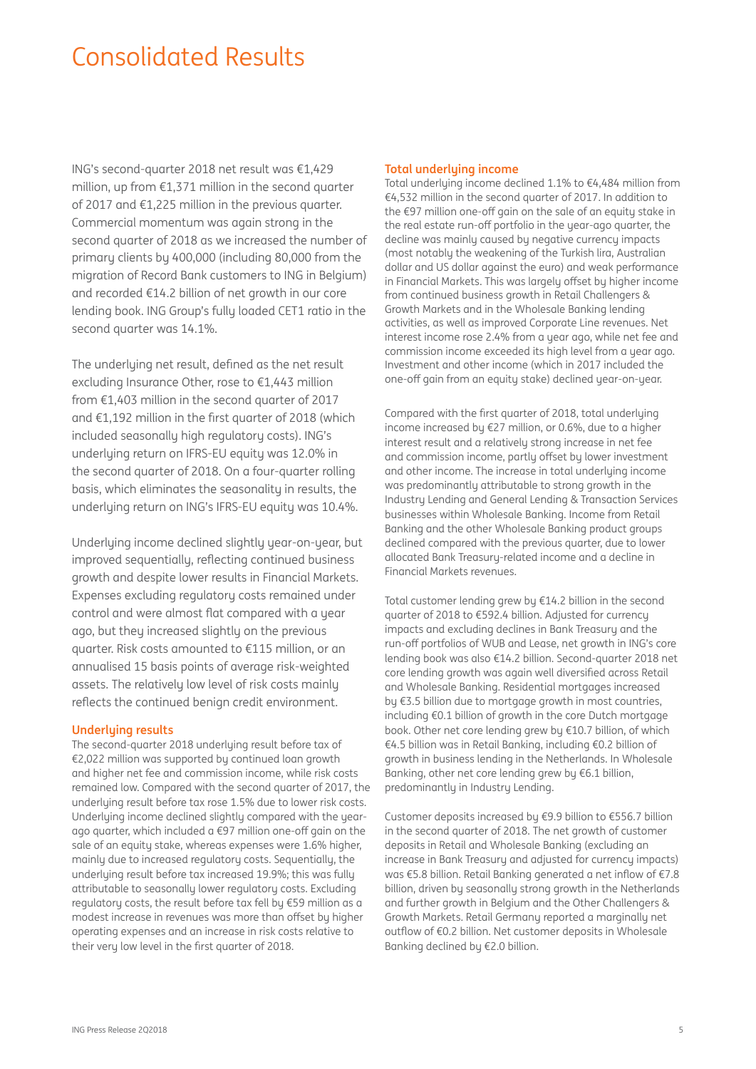# Consolidated Results

ING's second-quarter 2018 net result was €1,429 million, up from €1,371 million in the second quarter of 2017 and €1,225 million in the previous quarter. Commercial momentum was again strong in the second quarter of 2018 as we increased the number of primary clients by 400,000 (including 80,000 from the migration of Record Bank customers to ING in Belgium) and recorded €14.2 billion of net growth in our core lending book. ING Group's fully loaded CET1 ratio in the second quarter was 14.1%.

The underlying net result, defined as the net result excluding Insurance Other, rose to €1,443 million from €1,403 million in the second quarter of 2017 and €1,192 million in the first quarter of 2018 (which included seasonally high regulatory costs). ING's underlying return on IFRS-EU equity was 12.0% in the second quarter of 2018. On a four-quarter rolling basis, which eliminates the seasonality in results, the underlying return on ING's IFRS-EU equity was 10.4%.

Underlying income declined slightly year-on-year, but improved sequentially, reflecting continued business growth and despite lower results in Financial Markets. Expenses excluding regulatory costs remained under control and were almost flat compared with a year ago, but they increased slightly on the previous quarter. Risk costs amounted to €115 million, or an annualised 15 basis points of average risk-weighted assets. The relatively low level of risk costs mainly reflects the continued benign credit environment.

### Underlying results

The second-quarter 2018 underlying result before tax of €2,022 million was supported by continued loan growth and higher net fee and commission income, while risk costs remained low. Compared with the second quarter of 2017, the underlying result before tax rose 1.5% due to lower risk costs. Underlying income declined slightly compared with the year-ago quarter, which included a €97 million one-off gain on the sale of an equity stake, whereas expenses were 1.6% higher, mainly due to increased regulatory costs. Sequentially, the underlying result before tax increased 19.9%; this was fully attributable to seasonally lower regulatory costs. Excluding regulatory costs, the result before tax fell by €59 million as a modest increase in revenues was more than offset by higher operating expenses and an increase in risk costs relative to their very low level in the first quarter of 2018.

### Total underlying income

Total underlying income declined 1.1% to €4,484 million from €4,532 million in the second quarter of 2017. In addition to the €97 million one-off gain on the sale of an equity stake in the real estate run-off portfolio in the year-ago quarter, the decline was mainly caused by negative currency impacts (most notably the weakening of the Turkish lira, Australian dollar and US dollar against the euro) and weak performance in Financial Markets. This was largely offset by higher income from continued business growth in Retail Challengers & Growth Markets and in the Wholesale Banking lending activities, as well as improved Corporate Line revenues. Net interest income rose 2.4% from a year ago, while net fee and commission income exceeded its high level from a year ago. Investment and other income (which in 2017 included the one-off gain from an equity stake) declined year-on-year.

Compared with the first quarter of 2018, total underlying income increased by €27 million, or 0.6%, due to a higher interest result and a relatively strong increase in net fee and commission income, partly offset by lower investment and other income. The increase in total underlying income was predominantly attributable to strong growth in the Industry Lending and General Lending & Transaction Services businesses within Wholesale Banking. Income from Retail Banking and the other Wholesale Banking product groups declined compared with the previous quarter, due to lower allocated Bank Treasury-related income and a decline in Financial Markets revenues.

Total customer lending grew by €14.2 billion in the second quarter of 2018 to €592.4 billion. Adjusted for currency impacts and excluding declines in Bank Treasury and the run-off portfolios of WUB and Lease, net growth in ING's core lending book was also €14.2 billion. Second-quarter 2018 net core lending growth was again well diversified across Retail and Wholesale Banking. Residential mortgages increased by €3.5 billion due to mortgage growth in most countries, including €0.1 billion of growth in the core Dutch mortgage book. Other net core lending grew by €10.7 billion, of which €4.5 billion was in Retail Banking, including €0.2 billion of growth in business lending in the Netherlands. In Wholesale Banking, other net core lending grew by €6.1 billion, predominantly in Industry Lending.

Customer deposits increased by €9.9 billion to €556.7 billion in the second quarter of 2018. The net growth of customer deposits in Retail and Wholesale Banking (excluding an increase in Bank Treasury and adjusted for currency impacts) was €5.8 billion. Retail Banking generated a net inflow of €7.8 billion, driven by seasonally strong growth in the Netherlands and further growth in Belgium and the Other Challengers & Growth Markets. Retail Germany reported a marginally net outflow of €0.2 billion. Net customer deposits in Wholesale Banking declined by €2.0 billion.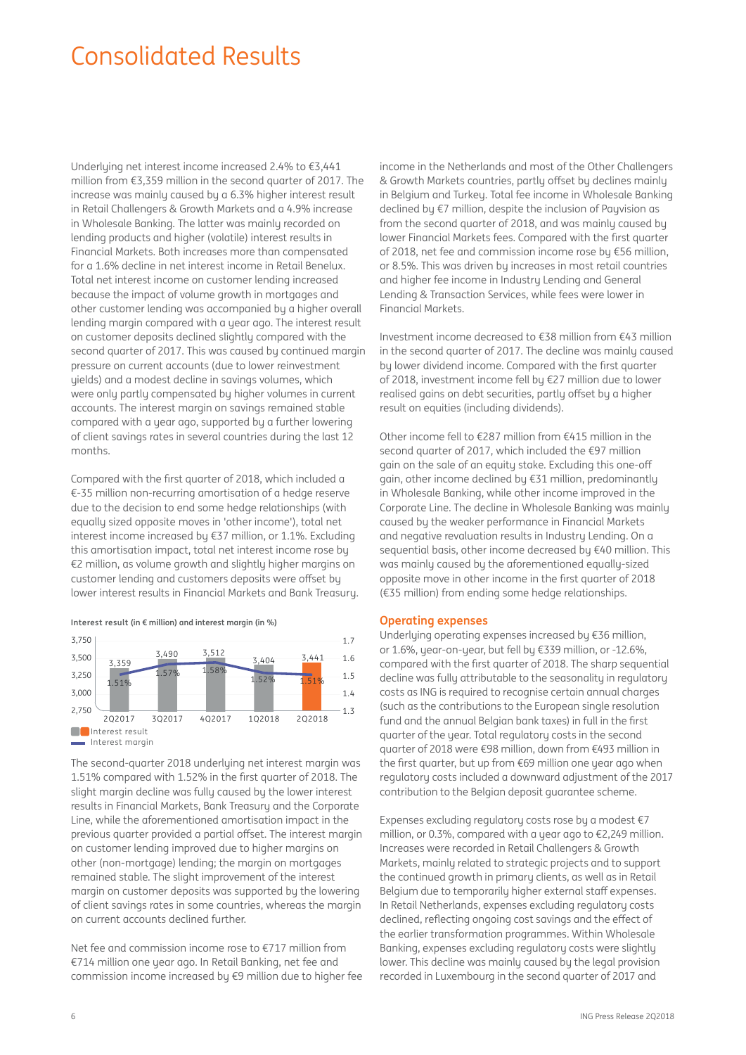# Consolidated Results

Underlying net interest income increased 2.4% to €3,441 million from €3,359 million in the second quarter of 2017. The increase was mainly caused by a 6.3% higher interest result in Retail Challengers & Growth Markets and a 4.9% increase in Wholesale Banking. The latter was mainly recorded on lending products and higher (volatile) interest results in Financial Markets. Both increases more than compensated for a 1.6% decline in net interest income in Retail Benelux. Total net interest income on customer lending increased because the impact of volume growth in mortgages and other customer lending was accompanied by a higher overall lending margin compared with a year ago. The interest result on customer deposits declined slightly compared with the second quarter of 2017. This was caused by continued margin pressure on current accounts (due to lower reinvestment yields) and a modest decline in savings volumes, which were only partly compensated by higher volumes in current accounts. The interest margin on savings remained stable compared with a year ago, supported by a further lowering of client savings rates in several countries during the last 12 months.

Compared with the first quarter of 2018, which included a €-35 million non-recurring amortisation of a hedge reserve due to the decision to end some hedge relationships (with equally sized opposite moves in 'other income'), total net interest income increased by €37 million, or 1.1%. Excluding this amortisation impact, total net interest income rose by €2 million, as volume growth and slightly higher margins on customer lending and customers deposits were offset by lower interest results in Financial Markets and Bank Treasury.

**Interest result (in € million) and interest margin (in %)**

3,750
3,500
3,250
3,000
2,750

1.7
1.6
1.5
1.4
1.3

3,359 1.51% 2Q2017
3,490 1.57% 3Q2017
3,512 1.58% 4Q2017
3,404 1.52% 1Q2018
3,441 1.51% 2Q2018

Interest result
Interest margin

The second-quarter 2018 underlying net interest margin was 1.51% compared with 1.52% in the first quarter of 2018. The slight margin decline was fully caused by the lower interest results in Financial Markets, Bank Treasury and the Corporate Line, while the aforementioned amortisation impact in the previous quarter provided a partial offset. The interest margin on customer lending improved due to higher margins on other (non-mortgage) lending; the margin on mortgages remained stable. The slight improvement of the interest margin on customer deposits was supported by the lowering of client savings rates in some countries, whereas the margin on current accounts declined further.

Net fee and commission income rose to €717 million from €714 million one year ago. In Retail Banking, net fee and commission income increased by €9 million due to higher fee income in the Netherlands and most of the Other Challengers & Growth Markets countries, partly offset by declines mainly in Belgium and Turkey. Total fee income in Wholesale Banking declined by €7 million, despite the inclusion of Payvision as from the second quarter of 2018, and was mainly caused by lower Financial Markets fees. Compared with the first quarter of 2018, net fee and commission income rose by €56 million, or 8.5%. This was driven by increases in most retail countries and higher fee income in Industry Lending and General Lending & Transaction Services, while fees were lower in Financial Markets.

Investment income decreased to €38 million from €43 million in the second quarter of 2017. The decline was mainly caused by lower dividend income. Compared with the first quarter of 2018, investment income fell by €27 million due to lower realised gains on debt securities, partly offset by a higher result on equities (including dividends).

Other income fell to €287 million from €415 million in the second quarter of 2017, which included the €97 million gain on the sale of an equity stake. Excluding this one-off gain, other income declined by €31 million, predominantly in Wholesale Banking, while other income improved in the Corporate Line. The decline in Wholesale Banking was mainly caused by the weaker performance in Financial Markets and negative revaluation results in Industry Lending. On a sequential basis, other income decreased by €40 million. This was mainly caused by the aforementioned equally-sized opposite move in other income in the first quarter of 2018 (€35 million) from ending some hedge relationships.

## Operating expenses

Underlying operating expenses increased by €36 million, or 1.6%, year-on-year, but fell by €339 million, or -12.6%, compared with the first quarter of 2018. The sharp sequential decline was fully attributable to the seasonality in regulatory costs as ING is required to recognise certain annual charges (such as the contributions to the European single resolution fund and the annual Belgian bank taxes) in full in the first quarter of the year. Total regulatory costs in the second quarter of 2018 were €98 million, down from €493 million in the first quarter, but up from €69 million one year ago when regulatory costs included a downward adjustment of the 2017 contribution to the Belgian deposit guarantee scheme.

Expenses excluding regulatory costs rose by a modest €7 million, or 0.3%, compared with a year ago to €2,249 million. Increases were recorded in Retail Challengers & Growth Markets, mainly related to strategic projects and to support the continued growth in primary clients, as well as in Retail Belgium due to temporarily higher external staff expenses. In Retail Netherlands, expenses excluding regulatory costs declined, reflecting ongoing cost savings and the effect of the earlier transformation programmes. Within Wholesale Banking, expenses excluding regulatory costs were slightly lower. This decline was mainly caused by the legal provision recorded in Luxembourg in the second quarter of 2017 and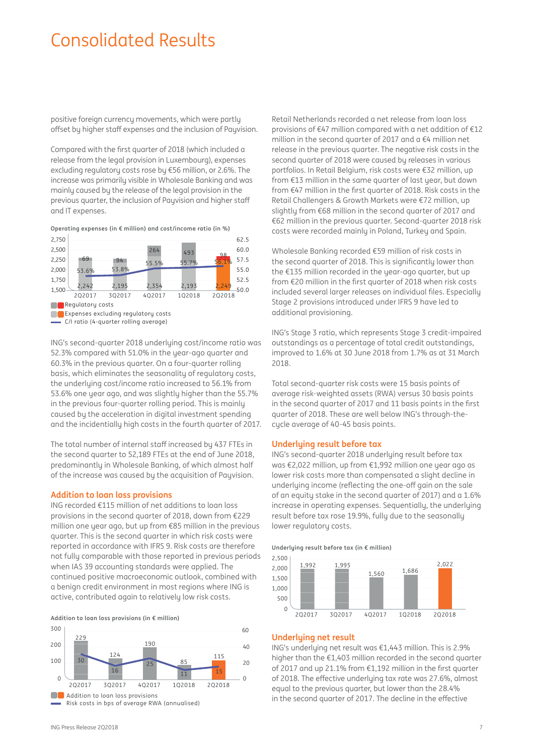# Consolidated Results

positive foreign currency movements, which were partly offset by higher staff expenses and the inclusion of Payvision.

Compared with the first quarter of 2018 (which included a release from the legal provision in Luxembourg), expenses excluding regulatory costs rose by €56 million, or 2.6%. The increase was primarily visible in Wholesale Banking and was mainly caused by the release of the legal provision in the previous quarter, the inclusion of Payvision and higher staff and IT expenses.

**Operating expenses (in € million) and cost/income ratio (in %)**

2,750
2,500
2,250
2,000
1,750
1,500
62.5
60.0
57.5
55.0
52.5
50.0
69
94
264
493
98
53.6%
53.8%
55.5%
55.7%
56.1%
2,242
2,195
2,354
2,193
2,249
2Q2017
3Q2017
4Q2017
1Q2018
2Q2018
Regulatory costs
Expenses excluding regulatory costs
C/I ratio (4-quarter rolling average)

ING's second-quarter 2018 underlying cost/income ratio was 52.3% compared with 51.0% in the year-ago quarter and 60.3% in the previous quarter. On a four-quarter rolling basis, which eliminates the seasonality of regulatory costs, the underlying cost/income ratio increased to 56.1% from 53.6% one year ago, and was slightly higher than the 55.7% in the previous four-quarter rolling period. This is mainly caused by the acceleration in digital investment spending and the incidentially high costs in the fourth quarter of 2017.

The total number of internal staff increased by 437 FTEs in the second quarter to 52,189 FTEs at the end of June 2018, predominantly in Wholesale Banking, of which almost half of the increase was caused by the acquisition of Payvision.

## Addition to loan loss provisions

ING recorded €115 million of net additions to loan loss provisions in the second quarter of 2018, down from €229 million one year ago, but up from €85 million in the previous quarter. This is the second quarter in which risk costs were reported in accordance with IFRS 9. Risk costs are therefore not fully comparable with those reported in previous periods when IAS 39 accounting standards were applied. The continued positive macroeconomic outlook, combined with a benign credit environment in most regions where ING is active, contributed again to relatively low risk costs.

**Addition to loan loss provisions (in € million)**

300
200
100
0
60
40
20
0
229
30
124
16
190
25
85
11
115
15
2Q2017
3Q2017
4Q2017
1Q2018
2Q2018
Addition to loan loss provisions
Risk costs in bps of average RWA (annualised)

Retail Netherlands recorded a net release from loan loss provisions of €47 million compared with a net addition of €12 million in the second quarter of 2017 and a €4 million net release in the previous quarter. The negative risk costs in the second quarter of 2018 were caused by releases in various portfolios. In Retail Belgium, risk costs were €32 million, up from €13 million in the same quarter of last year, but down from €47 million in the first quarter of 2018. Risk costs in the Retail Challengers & Growth Markets were €72 million, up slightly from €68 million in the second quarter of 2017 and €62 million in the previous quarter. Second-quarter 2018 risk costs were recorded mainly in Poland, Turkey and Spain.

Wholesale Banking recorded €59 million of risk costs in the second quarter of 2018. This is significantly lower than the €135 million recorded in the year-ago quarter, but up from €20 million in the first quarter of 2018 when risk costs included several larger releases on individual files. Especially Stage 2 provisions introduced under IFRS 9 have led to additional provisioning.

ING's Stage 3 ratio, which represents Stage 3 credit-impaired outstandings as a percentage of total credit outstandings, improved to 1.6% at 30 June 2018 from 1.7% as at 31 March 2018.

Total second-quarter risk costs were 15 basis points of average risk-weighted assets (RWA) versus 30 basis points in the second quarter of 2017 and 11 basis points in the first quarter of 2018. These are well below ING's through-the-cycle average of 40-45 basis points.

## Underlying result before tax

ING's second-quarter 2018 underlying result before tax was €2,022 million, up from €1,992 million one year ago as lower risk costs more than compensated a slight decline in underlying income (reflecting the one-off gain on the sale of an equity stake in the second quarter of 2017) and a 1.6% increase in operating expenses. Sequentially, the underlying result before tax rose 19.9%, fully due to the seasonally lower regulatory costs.

**Underlying result before tax (in € million)**

2,500
2,000
1,500
1,000
500
0
1,992
1,995
1,560
1,686
2,022
2Q2017
3Q2017
4Q2017
1Q2018
2Q2018

## Underlying net result

ING's underlying net result was €1,443 million. This is 2.9% higher than the €1,403 million recorded in the second quarter of 2017 and up 21.1% from €1,192 million in the first quarter of 2018. The effective underlying tax rate was 27.6%, almost equal to the previous quarter, but lower than the 28.4% in the second quarter of 2017. The decline in the effective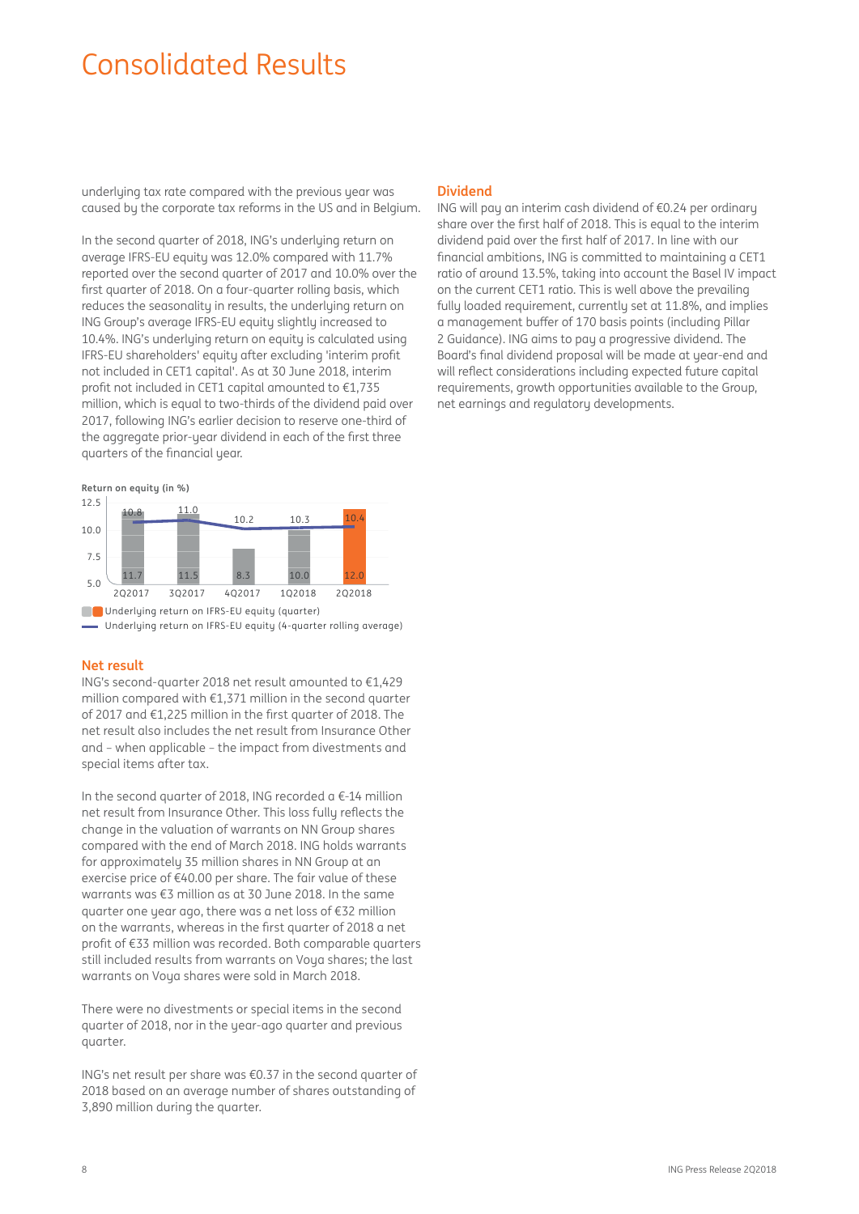# Consolidated Results

underlying tax rate compared with the previous year was caused by the corporate tax reforms in the US and in Belgium.

In the second quarter of 2018, ING's underlying return on average IFRS-EU equity was 12.0% compared with 11.7% reported over the second quarter of 2017 and 10.0% over the first quarter of 2018. On a four-quarter rolling basis, which reduces the seasonality in results, the underlying return on ING Group's average IFRS-EU equity slightly increased to 10.4%. ING's underlying return on equity is calculated using IFRS-EU shareholders' equity after excluding 'interim profit not included in CET1 capital'. As at 30 June 2018, interim profit not included in CET1 capital amounted to €1,735 million, which is equal to two-thirds of the dividend paid over 2017, following ING's earlier decision to reserve one-third of the aggregate prior-year dividend in each of the first three quarters of the financial year.

Return on equity (in %)

12.5
10.0
7.5
5.0

10.8
11.0
10.2
10.3
10.4

11.7
11.5
8.3
10.0
12.0

2Q2017
3Q2017
4Q2017
1Q2018
2Q2018

Underlying return on IFRS-EU equity (quarter)
Underlying return on IFRS-EU equity (4-quarter rolling average)

### Net result

ING's second-quarter 2018 net result amounted to €1,429 million compared with €1,371 million in the second quarter of 2017 and €1,225 million in the first quarter of 2018. The net result also includes the net result from Insurance Other and – when applicable – the impact from divestments and special items after tax.

In the second quarter of 2018, ING recorded a €-14 million net result from Insurance Other. This loss fully reflects the change in the valuation of warrants on NN Group shares compared with the end of March 2018. ING holds warrants for approximately 35 million shares in NN Group at an exercise price of €40.00 per share. The fair value of these warrants was €3 million as at 30 June 2018. In the same quarter one year ago, there was a net loss of €32 million on the warrants, whereas in the first quarter of 2018 a net profit of €33 million was recorded. Both comparable quarters still included results from warrants on Voya shares; the last warrants on Voya shares were sold in March 2018.

There were no divestments or special items in the second quarter of 2018, nor in the year-ago quarter and previous quarter.

ING's net result per share was €0.37 in the second quarter of 2018 based on an average number of shares outstanding of 3,890 million during the quarter.

### Dividend

ING will pay an interim cash dividend of €0.24 per ordinary share over the first half of 2018. This is equal to the interim dividend paid over the first half of 2017. In line with our financial ambitions, ING is committed to maintaining a CET1 ratio of around 13.5%, taking into account the Basel IV impact on the current CET1 ratio. This is well above the prevailing fully loaded requirement, currently set at 11.8%, and implies a management buffer of 170 basis points (including Pillar 2 Guidance). ING aims to pay a progressive dividend. The Board's final dividend proposal will be made at year-end and will reflect considerations including expected future capital requirements, growth opportunities available to the Group, net earnings and regulatory developments.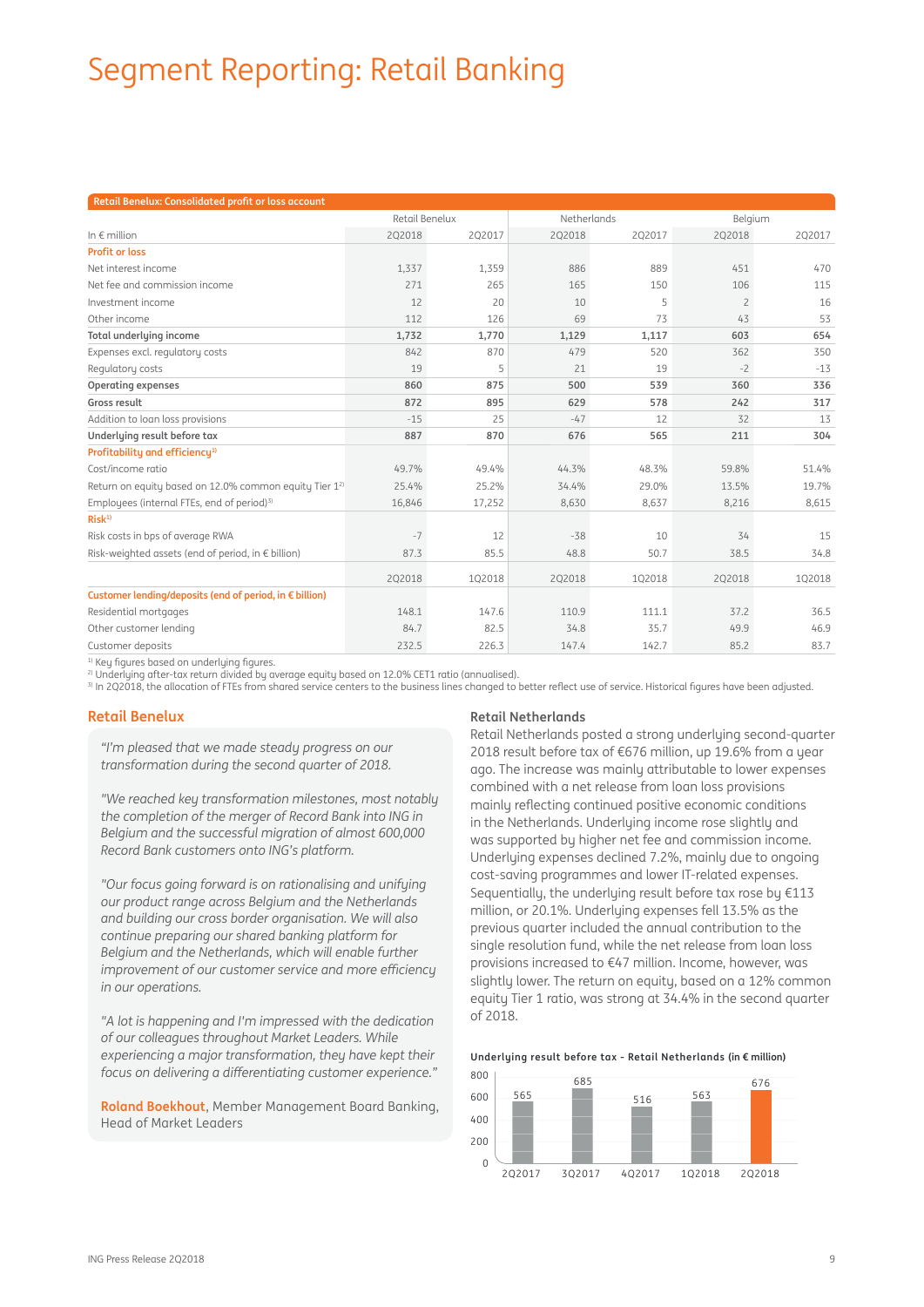# Segment Reporting: Retail Banking

| Retail Benelux: Consolidated profit or loss account | | | | | | |
|---|---|---|---|---|---|---|
| | Retail Benelux | | Netherlands | | Belgium | |
| In € million | 2Q2018 | 2Q2017 | 2Q2018 | 2Q2017 | 2Q2018 | 2Q2017 |
| **Profit or loss** | | | | | | |
| Net interest income | 1,337 | 1,359 | 886 | 889 | 451 | 470 |
| Net fee and commission income | 271 | 265 | 165 | 150 | 106 | 115 |
| Investment income | 12 | 20 | 10 | 5 | 2 | 16 |
| Other income | 112 | 126 | 69 | 73 | 43 | 53 |
| **Total underlying income** | **1,732** | **1,770** | **1,129** | **1,117** | **603** | **654** |
| Expenses excl. regulatory costs | 842 | 870 | 479 | 520 | 362 | 350 |
| Regulatory costs | 19 | 5 | 21 | 19 | -2 | -13 |
| **Operating expenses** | **860** | **875** | **500** | **539** | **360** | **336** |
| **Gross result** | **872** | **895** | **629** | **578** | **242** | **317** |
| Addition to loan loss provisions | -15 | 25 | -47 | 12 | 32 | 13 |
| **Underlying result before tax** | **887** | **870** | **676** | **565** | **211** | **304** |
| **Profitability and efficiency**[1] | | | | | | |
| Cost/income ratio | 49.7% | 49.4% | 44.3% | 48.3% | 59.8% | 51.4% |
| Return on equity based on 12.0% common equity Tier 1[2] | 25.4% | 25.2% | 34.4% | 29.0% | 13.5% | 19.7% |
| Employees (internal FTEs, end of period)[3] | 16,846 | 17,252 | 8,630 | 8,637 | 8,216 | 8,615 |
| **Risk**[1] | | | | | | |
| Risk costs in bps of average RWA | -7 | 12 | -38 | 10 | 34 | 15 |
| Risk-weighted assets (end of period, in € billion) | 87.3 | 85.5 | 48.8 | 50.7 | 38.5 | 34.8 |
| | 2Q2018 | 1Q2018 | 2Q2018 | 1Q2018 | 2Q2018 | 1Q2018 |
| **Customer lending/deposits (end of period, in € billion)** | | | | | | |
| Residential mortgages | 148.1 | 147.6 | 110.9 | 111.1 | 37.2 | 36.5 |
| Other customer lending | 84.7 | 82.5 | 34.8 | 35.7 | 49.9 | 46.9 |
| Customer deposits | 232.5 | 226.3 | 147.4 | 142.7 | 85.2 | 83.7 |

[1] Key figures based on underlying figures.
[2] Underlying after-tax return divided by average equity based on 12.0% CET1 ratio (annualised).
[3] In 2Q2018, the allocation of FTEs from shared service centers to the business lines changed to better reflect use of service. Historical figures have been adjusted.

## Retail Benelux

*"I'm pleased that we made steady progress on our transformation during the second quarter of 2018.*

*"We reached key transformation milestones, most notably the completion of the merger of Record Bank into ING in Belgium and the successful migration of almost 600,000 Record Bank customers onto ING's platform.*

*"Our focus going forward is on rationalising and unifying our product range across Belgium and the Netherlands and building our cross border organisation. We will also continue preparing our shared banking platform for Belgium and the Netherlands, which will enable further improvement of our customer service and more efficiency in our operations.*

*"A lot is happening and I'm impressed with the dedication of our colleagues throughout Market Leaders. While experiencing a major transformation, they have kept their focus on delivering a differentiating customer experience."*

**Roland Boekhout**, Member Management Board Banking, Head of Market Leaders

### Retail Netherlands

Retail Netherlands posted a strong underlying second-quarter 2018 result before tax of €676 million, up 19.6% from a year ago. The increase was mainly attributable to lower expenses combined with a net release from loan loss provisions mainly reflecting continued positive economic conditions in the Netherlands. Underlying income rose slightly and was supported by higher net fee and commission income. Underlying expenses declined 7.2%, mainly due to ongoing cost-saving programmes and lower IT-related expenses. Sequentially, the underlying result before tax rose by €113 million, or 20.1%. Underlying expenses fell 13.5% as the previous quarter included the annual contribution to the single resolution fund, while the net release from loan loss provisions increased to €47 million. Income, however, was slightly lower. The return on equity, based on a 12% common equity Tier 1 ratio, was strong at 34.4% in the second quarter of 2018.

**Underlying result before tax - Retail Netherlands (in € million)**

| 2Q2017 | 3Q2017 | 4Q2017 | 1Q2018 | 2Q2018 |
|---|---|---|---|---|
| 565 | 685 | 516 | 563 | 676 |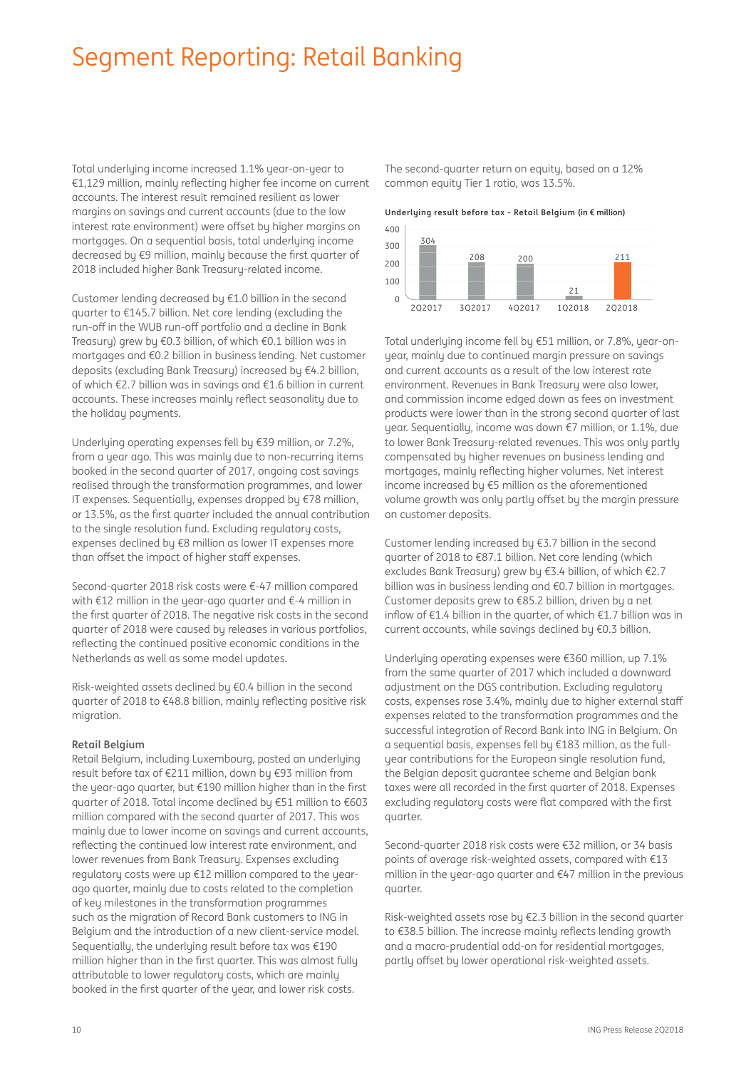# Segment Reporting: Retail Banking

Total underlying income increased 1.1% year-on-year to €1,129 million, mainly reflecting higher fee income on current accounts. The interest result remained resilient as lower margins on savings and current accounts (due to the low interest rate environment) were offset by higher margins on mortgages. On a sequential basis, total underlying income decreased by €9 million, mainly because the first quarter of 2018 included higher Bank Treasury-related income.

Customer lending decreased by €1.0 billion in the second quarter to €145.7 billion. Net core lending (excluding the run-off in the WUB run-off portfolio and a decline in Bank Treasury) grew by €0.3 billion, of which €0.1 billion was in mortgages and €0.2 billion in business lending. Net customer deposits (excluding Bank Treasury) increased by €4.2 billion, of which €2.7 billion was in savings and €1.6 billion in current accounts. These increases mainly reflect seasonality due to the holiday payments.

Underlying operating expenses fell by €39 million, or 7.2%, from a year ago. This was mainly due to non-recurring items booked in the second quarter of 2017, ongoing cost savings realised through the transformation programmes, and lower IT expenses. Sequentially, expenses dropped by €78 million, or 13.5%, as the first quarter included the annual contribution to the single resolution fund. Excluding regulatory costs, expenses declined by €8 million as lower IT expenses more than offset the impact of higher staff expenses.

Second-quarter 2018 risk costs were €-47 million compared with €12 million in the year-ago quarter and €-4 million in the first quarter of 2018. The negative risk costs in the second quarter of 2018 were caused by releases in various portfolios, reflecting the continued positive economic conditions in the Netherlands as well as some model updates.

Risk-weighted assets declined by €0.4 billion in the second quarter of 2018 to €48.8 billion, mainly reflecting positive risk migration.

**Retail Belgium**

Retail Belgium, including Luxembourg, posted an underlying result before tax of €211 million, down by €93 million from the year-ago quarter, but €190 million higher than in the first quarter of 2018. Total income declined by €51 million to €603 million compared with the second quarter of 2017. This was mainly due to lower income on savings and current accounts, reflecting the continued low interest rate environment, and lower revenues from Bank Treasury. Expenses excluding regulatory costs were up €12 million compared to the year-ago quarter, mainly due to costs related to the completion of key milestones in the transformation programmes such as the migration of Record Bank customers to ING in Belgium and the introduction of a new client-service model. Sequentially, the underlying result before tax was €190 million higher than in the first quarter. This was almost fully attributable to lower regulatory costs, which are mainly booked in the first quarter of the year, and lower risk costs.

The second-quarter return on equity, based on a 12% common equity Tier 1 ratio, was 13.5%.

**Underlying result before tax - Retail Belgium (in € million)**

| 2Q2017 | 3Q2017 | 4Q2017 | 1Q2018 | 2Q2018 |
|---|---|---|---|---|
| 304 | 208 | 200 | 21 | 211 |

Total underlying income fell by €51 million, or 7.8%, year-on-year, mainly due to continued margin pressure on savings and current accounts as a result of the low interest rate environment. Revenues in Bank Treasury were also lower, and commission income edged down as fees on investment products were lower than in the strong second quarter of last year. Sequentially, income was down €7 million, or 1.1%, due to lower Bank Treasury-related revenues. This was only partly compensated by higher revenues on business lending and mortgages, mainly reflecting higher volumes. Net interest income increased by €5 million as the aforementioned volume growth was only partly offset by the margin pressure on customer deposits.

Customer lending increased by €3.7 billion in the second quarter of 2018 to €87.1 billion. Net core lending (which excludes Bank Treasury) grew by €3.4 billion, of which €2.7 billion was in business lending and €0.7 billion in mortgages. Customer deposits grew to €85.2 billion, driven by a net inflow of €1.4 billion in the quarter, of which €1.7 billion was in current accounts, while savings declined by €0.3 billion.

Underlying operating expenses were €360 million, up 7.1% from the same quarter of 2017 which included a downward adjustment on the DGS contribution. Excluding regulatory costs, expenses rose 3.4%, mainly due to higher external staff expenses related to the transformation programmes and the successful integration of Record Bank into ING in Belgium. On a sequential basis, expenses fell by €183 million, as the full-year contributions for the European single resolution fund, the Belgian deposit guarantee scheme and Belgian bank taxes were all recorded in the first quarter of 2018. Expenses excluding regulatory costs were flat compared with the first quarter.

Second-quarter 2018 risk costs were €32 million, or 34 basis points of average risk-weighted assets, compared with €13 million in the year-ago quarter and €47 million in the previous quarter.

Risk-weighted assets rose by €2.3 billion in the second quarter to €38.5 billion. The increase mainly reflects lending growth and a macro-prudential add-on for residential mortgages, partly offset by lower operational risk-weighted assets.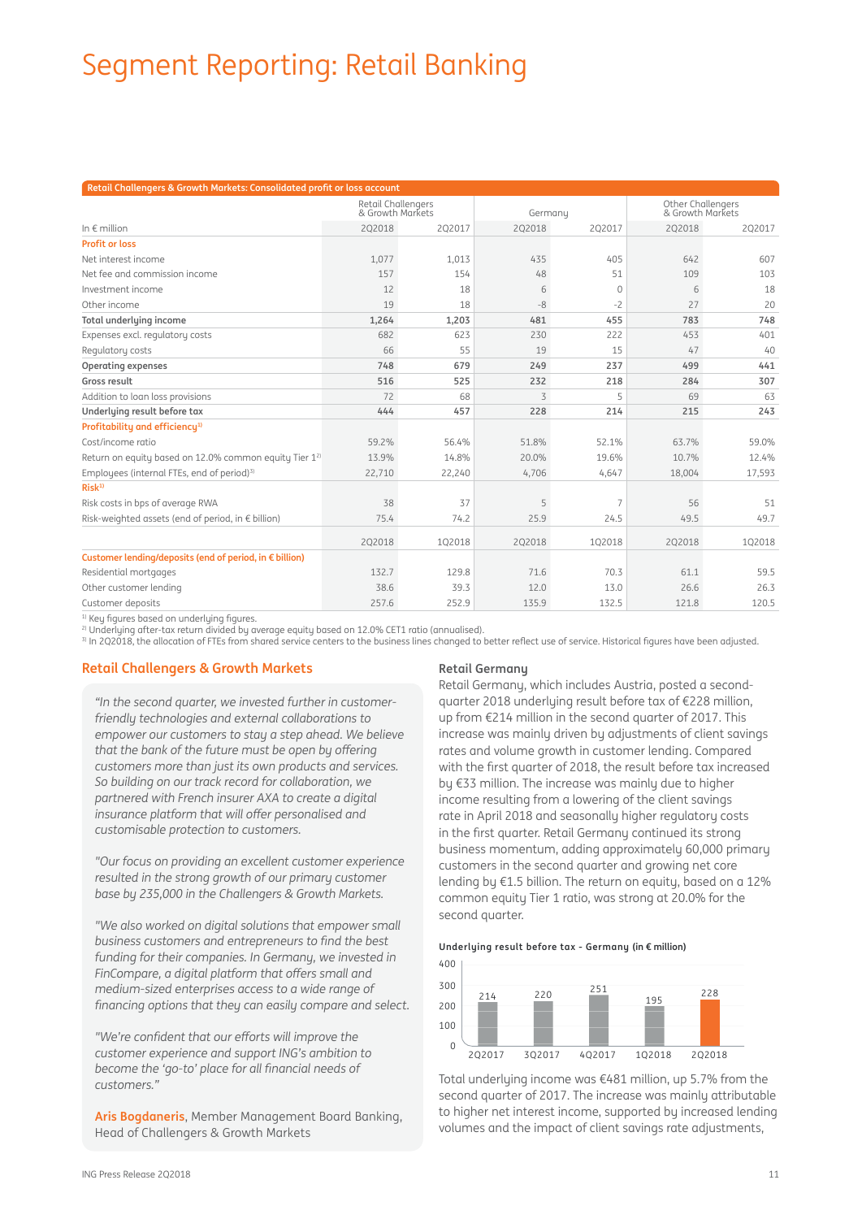# Segment Reporting: Retail Banking

| Retail Challengers & Growth Markets: Consolidated profit or loss account | Retail Challengers & Growth Markets | | Germany | | Other Challengers & Growth Markets | |
|---|---|---|---|---|---|---|
| In € million | 2Q2018 | 2Q2017 | 2Q2018 | 2Q2017 | 2Q2018 | 2Q2017 |
| **Profit or loss** | | | | | | |
| Net interest income | 1,077 | 1,013 | 435 | 405 | 642 | 607 |
| Net fee and commission income | 157 | 154 | 48 | 51 | 109 | 103 |
| Investment income | 12 | 18 | 6 | 0 | 6 | 18 |
| Other income | 19 | 18 | -8 | -2 | 27 | 20 |
| **Total underlying income** | **1,264** | **1,203** | **481** | **455** | **783** | **748** |
| Expenses excl. regulatory costs | 682 | 623 | 230 | 222 | 453 | 401 |
| Regulatory costs | 66 | 55 | 19 | 15 | 47 | 40 |
| **Operating expenses** | **748** | **679** | **249** | **237** | **499** | **441** |
| **Gross result** | **516** | **525** | **232** | **218** | **284** | **307** |
| Addition to loan loss provisions | 72 | 68 | 3 | 5 | 69 | 63 |
| **Underlying result before tax** | **444** | **457** | **228** | **214** | **215** | **243** |
| **Profitability and efficiency**[1] | | | | | | |
| Cost/income ratio | 59.2% | 56.4% | 51.8% | 52.1% | 63.7% | 59.0% |
| Return on equity based on 12.0% common equity Tier 1[2] | 13.9% | 14.8% | 20.0% | 19.6% | 10.7% | 12.4% |
| Employees (internal FTEs, end of period)[3] | 22,710 | 22,240 | 4,706 | 4,647 | 18,004 | 17,593 |
| **Risk**[1] | | | | | | |
| Risk costs in bps of average RWA | 38 | 37 | 5 | 7 | 56 | 51 |
| Risk-weighted assets (end of period, in € billion) | 75.4 | 74.2 | 25.9 | 24.5 | 49.5 | 49.7 |
| | 2Q2018 | 1Q2018 | 2Q2018 | 1Q2018 | 2Q2018 | 1Q2018 |
| **Customer lending/deposits (end of period, in € billion)** | | | | | | |
| Residential mortgages | 132.7 | 129.8 | 71.6 | 70.3 | 61.1 | 59.5 |
| Other customer lending | 38.6 | 39.3 | 12.0 | 13.0 | 26.6 | 26.3 |
| Customer deposits | 257.6 | 252.9 | 135.9 | 132.5 | 121.8 | 120.5 |

[1] Key figures based on underlying figures.
[2] Underlying after-tax return divided by average equity based on 12.0% CET1 ratio (annualised).
[3] In 2Q2018, the allocation of FTEs from shared service centers to the business lines changed to better reflect use of service. Historical figures have been adjusted.

## Retail Challengers & Growth Markets

*"In the second quarter, we invested further in customer-friendly technologies and external collaborations to empower our customers to stay a step ahead. We believe that the bank of the future must be open by offering customers more than just its own products and services. So building on our track record for collaboration, we partnered with French insurer AXA to create a digital insurance platform that will offer personalised and customisable protection to customers.*

*"Our focus on providing an excellent customer experience resulted in the strong growth of our primary customer base by 235,000 in the Challengers & Growth Markets.*

*"We also worked on digital solutions that empower small business customers and entrepreneurs to find the best funding for their companies. In Germany, we invested in FinCompare, a digital platform that offers small and medium-sized enterprises access to a wide range of financing options that they can easily compare and select.*

*"We're confident that our efforts will improve the customer experience and support ING's ambition to become the 'go-to' place for all financial needs of customers."*

**Aris Bogdaneris**, Member Management Board Banking, Head of Challengers & Growth Markets

### Retail Germany

Retail Germany, which includes Austria, posted a second-quarter 2018 underlying result before tax of €228 million, up from €214 million in the second quarter of 2017. This increase was mainly driven by adjustments of client savings rates and volume growth in customer lending. Compared with the first quarter of 2018, the result before tax increased by €33 million. The increase was mainly due to higher income resulting from a lowering of the client savings rate in April 2018 and seasonally higher regulatory costs in the first quarter. Retail Germany continued its strong business momentum, adding approximately 60,000 primary customers in the second quarter and growing net core lending by €1.5 billion. The return on equity, based on a 12% common equity Tier 1 ratio, was strong at 20.0% for the second quarter.

**Underlying result before tax - Germany (in € million)**

400
300
200
100
0
214 220 251 195 228
2Q2017 3Q2017 4Q2017 1Q2018 2Q2018

Total underlying income was €481 million, up 5.7% from the second quarter of 2017. The increase was mainly attributable to higher net interest income, supported by increased lending volumes and the impact of client savings rate adjustments,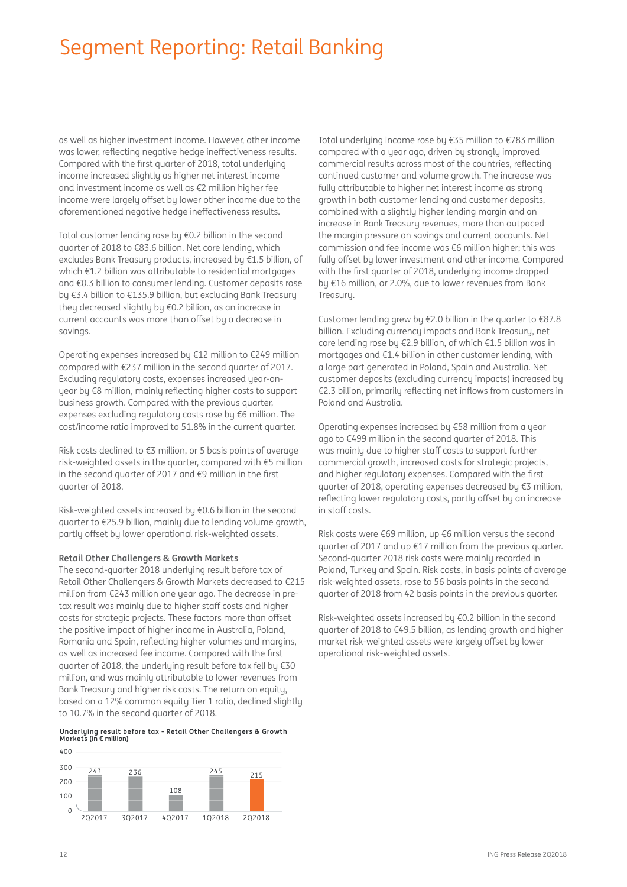# Segment Reporting: Retail Banking

as well as higher investment income. However, other income was lower, reflecting negative hedge ineffectiveness results. Compared with the first quarter of 2018, total underlying income increased slightly as higher net interest income and investment income as well as €2 million higher fee income were largely offset by lower other income due to the aforementioned negative hedge ineffectiveness results.

Total customer lending rose by €0.2 billion in the second quarter of 2018 to €83.6 billion. Net core lending, which excludes Bank Treasury products, increased by €1.5 billion, of which €1.2 billion was attributable to residential mortgages and €0.3 billion to consumer lending. Customer deposits rose by €3.4 billion to €135.9 billion, but excluding Bank Treasury they decreased slightly by €0.2 billion, as an increase in current accounts was more than offset by a decrease in savings.

Operating expenses increased by €12 million to €249 million compared with €237 million in the second quarter of 2017. Excluding regulatory costs, expenses increased year-on-year by €8 million, mainly reflecting higher costs to support business growth. Compared with the previous quarter, expenses excluding regulatory costs rose by €6 million. The cost/income ratio improved to 51.8% in the current quarter.

Risk costs declined to €3 million, or 5 basis points of average risk-weighted assets in the quarter, compared with €5 million in the second quarter of 2017 and €9 million in the first quarter of 2018.

Risk-weighted assets increased by €0.6 billion in the second quarter to €25.9 billion, mainly due to lending volume growth, partly offset by lower operational risk-weighted assets.

**Retail Other Challengers & Growth Markets**

The second-quarter 2018 underlying result before tax of Retail Other Challengers & Growth Markets decreased to €215 million from €243 million one year ago. The decrease in pre-tax result was mainly due to higher staff costs and higher costs for strategic projects. These factors more than offset the positive impact of higher income in Australia, Poland, Romania and Spain, reflecting higher volumes and margins, as well as increased fee income. Compared with the first quarter of 2018, the underlying result before tax fell by €30 million, and was mainly attributable to lower revenues from Bank Treasury and higher risk costs. The return on equity, based on a 12% common equity Tier 1 ratio, declined slightly to 10.7% in the second quarter of 2018.

**Underlying result before tax - Retail Other Challengers & Growth Markets (in € million)**

400
300
200
100
0

243
236
108
245
215

2Q2017
3Q2017
4Q2017
1Q2018
2Q2018

Total underlying income rose by €35 million to €783 million compared with a year ago, driven by strongly improved commercial results across most of the countries, reflecting continued customer and volume growth. The increase was fully attributable to higher net interest income as strong growth in both customer lending and customer deposits, combined with a slightly higher lending margin and an increase in Bank Treasury revenues, more than outpaced the margin pressure on savings and current accounts. Net commission and fee income was €6 million higher; this was fully offset by lower investment and other income. Compared with the first quarter of 2018, underlying income dropped by €16 million, or 2.0%, due to lower revenues from Bank Treasury.

Customer lending grew by €2.0 billion in the quarter to €87.8 billion. Excluding currency impacts and Bank Treasury, net core lending rose by €2.9 billion, of which €1.5 billion was in mortgages and €1.4 billion in other customer lending, with a large part generated in Poland, Spain and Australia. Net customer deposits (excluding currency impacts) increased by €2.3 billion, primarily reflecting net inflows from customers in Poland and Australia.

Operating expenses increased by €58 million from a year ago to €499 million in the second quarter of 2018. This was mainly due to higher staff costs to support further commercial growth, increased costs for strategic projects, and higher regulatory expenses. Compared with the first quarter of 2018, operating expenses decreased by €3 million, reflecting lower regulatory costs, partly offset by an increase in staff costs.

Risk costs were €69 million, up €6 million versus the second quarter of 2017 and up €17 million from the previous quarter. Second-quarter 2018 risk costs were mainly recorded in Poland, Turkey and Spain. Risk costs, in basis points of average risk-weighted assets, rose to 56 basis points in the second quarter of 2018 from 42 basis points in the previous quarter.

Risk-weighted assets increased by €0.2 billion in the second quarter of 2018 to €49.5 billion, as lending growth and higher market risk-weighted assets were largely offset by lower operational risk-weighted assets.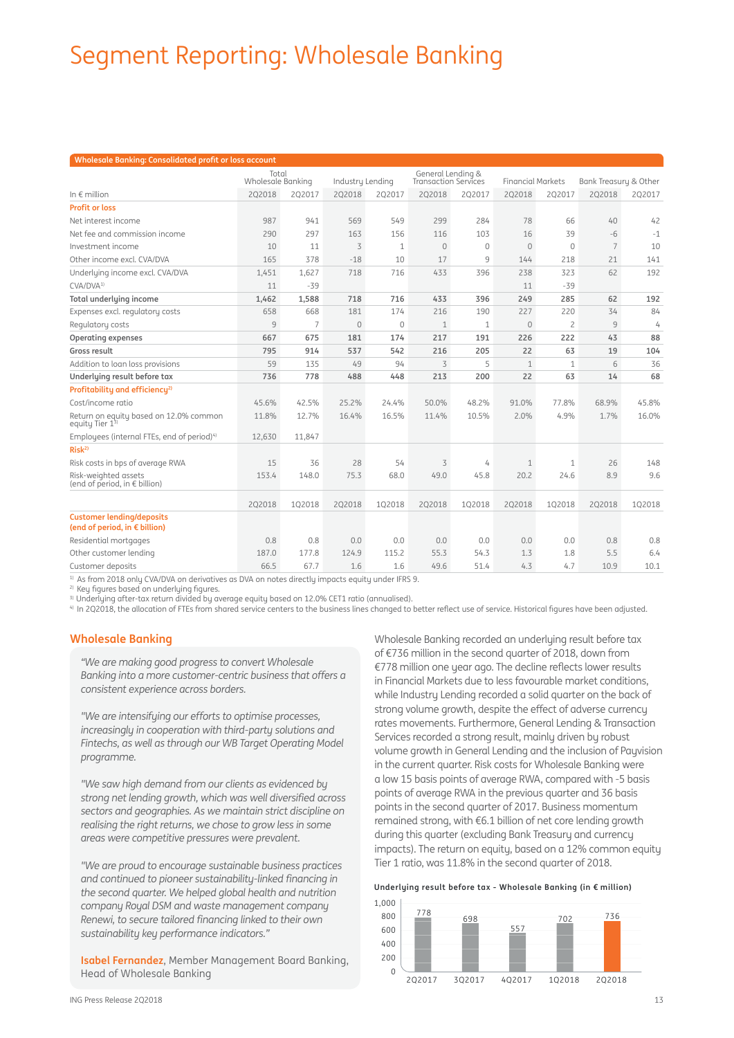# Segment Reporting: Wholesale Banking

**Wholesale Banking: Consolidated profit or loss account**

| In € million | Total Wholesale Banking | | Industry Lending | | General Lending & Transaction Services | | Financial Markets | | Bank Treasury & Other | |
|---|---|---|---|---|---|---|---|---|---|---|
| | 2Q2018 | 2Q2017 | 2Q2018 | 2Q2017 | 2Q2018 | 2Q2017 | 2Q2018 | 2Q2017 | 2Q2018 | 2Q2017 |
| **Profit or loss** | | | | | | | | | | |
| Net interest income | 987 | 941 | 569 | 549 | 299 | 284 | 78 | 66 | 40 | 42 |
| Net fee and commission income | 290 | 297 | 163 | 156 | 116 | 103 | 16 | 39 | -6 | -1 |
| Investment income | 10 | 11 | 3 | 1 | 0 | 0 | 0 | 0 | 7 | 10 |
| Other income excl. CVA/DVA | 165 | 378 | -18 | 10 | 17 | 9 | 144 | 218 | 21 | 141 |
| Underlying income excl. CVA/DVA | 1,451 | 1,627 | 718 | 716 | 433 | 396 | 238 | 323 | 62 | 192 |
| CVA/DVA[1] | 11 | -39 | | | | | 11 | -39 | | |
| **Total underlying income** | **1,462** | **1,588** | **718** | **716** | **433** | **396** | **249** | **285** | **62** | **192** |
| Expenses excl. regulatory costs | 658 | 668 | 181 | 174 | 216 | 190 | 227 | 220 | 34 | 84 |
| Regulatory costs | 9 | 7 | 0 | 0 | 1 | 1 | 0 | 2 | 9 | 4 |
| **Operating expenses** | **667** | **675** | **181** | **174** | **217** | **191** | **226** | **222** | **43** | **88** |
| **Gross result** | **795** | **914** | **537** | **542** | **216** | **205** | **22** | **63** | **19** | **104** |
| Addition to loan loss provisions | 59 | 135 | 49 | 94 | 3 | 5 | 1 | 1 | 6 | 36 |
| **Underlying result before tax** | **736** | **778** | **488** | **448** | **213** | **200** | **22** | **63** | **14** | **68** |
| **Profitability and efficiency[2]** | | | | | | | | | | |
| Cost/income ratio | 45.6% | 42.5% | 25.2% | 24.4% | 50.0% | 48.2% | 91.0% | 77.8% | 68.9% | 45.8% |
| Return on equity based on 12.0% common equity Tier 1[3] | 11.8% | 12.7% | 16.4% | 16.5% | 11.4% | 10.5% | 2.0% | 4.9% | 1.7% | 16.0% |
| Employees (internal FTEs, end of period)[4] | 12,630 | 11,847 | | | | | | | | |
| **Risk[2]** | | | | | | | | | | |
| Risk costs in bps of average RWA | 15 | 36 | 28 | 54 | 3 | 4 | 1 | 1 | 26 | 148 |
| Risk-weighted assets (end of period, in € billion) | 153.4 | 148.0 | 75.3 | 68.0 | 49.0 | 45.8 | 20.2 | 24.6 | 8.9 | 9.6 |
| | 2Q2018 | 1Q2018 | 2Q2018 | 1Q2018 | 2Q2018 | 1Q2018 | 2Q2018 | 1Q2018 | 2Q2018 | 1Q2018 |
| **Customer lending/deposits (end of period, in € billion)** | | | | | | | | | | |
| Residential mortgages | 0.8 | 0.8 | 0.0 | 0.0 | 0.0 | 0.0 | 0.0 | 0.0 | 0.8 | 0.8 |
| Other customer lending | 187.0 | 177.8 | 124.9 | 115.2 | 55.3 | 54.3 | 1.3 | 1.8 | 5.5 | 6.4 |
| Customer deposits | 66.5 | 67.7 | 1.6 | 1.6 | 49.6 | 51.4 | 4.3 | 4.7 | 10.9 | 10.1 |

[1] As from 2018 only CVA/DVA on derivatives as DVA on notes directly impacts equity under IFRS 9.
[2] Key figures based on underlying figures.
[3] Underlying after-tax return divided by average equity based on 12.0% CET1 ratio (annualised).
[4] In 2Q2018, the allocation of FTEs from shared service centers to the business lines changed to better reflect use of service. Historical figures have been adjusted.

## Wholesale Banking

*"We are making good progress to convert Wholesale Banking into a more customer-centric business that offers a consistent experience across borders.*

*"We are intensifying our efforts to optimise processes, increasingly in cooperation with third-party solutions and Fintechs, as well as through our WB Target Operating Model programme.*

*"We saw high demand from our clients as evidenced by strong net lending growth, which was well diversified across sectors and geographies. As we maintain strict discipline on realising the right returns, we chose to grow less in some areas were competitive pressures were prevalent.*

*"We are proud to encourage sustainable business practices and continued to pioneer sustainability-linked financing in the second quarter. We helped global health and nutrition company Royal DSM and waste management company Renewi, to secure tailored financing linked to their own sustainability key performance indicators."*

**Isabel Fernandez**, Member Management Board Banking, Head of Wholesale Banking

Wholesale Banking recorded an underlying result before tax of €736 million in the second quarter of 2018, down from €778 million one year ago. The decline reflects lower results in Financial Markets due to less favourable market conditions, while Industry Lending recorded a solid quarter on the back of strong volume growth, despite the effect of adverse currency rates movements. Furthermore, General Lending & Transaction Services recorded a strong result, mainly driven by robust volume growth in General Lending and the inclusion of Payvision in the current quarter. Risk costs for Wholesale Banking were a low 15 basis points of average RWA, compared with -5 basis points of average RWA in the previous quarter and 36 basis points in the second quarter of 2017. Business momentum remained strong, with €6.1 billion of net core lending growth during this quarter (excluding Bank Treasury and currency impacts). The return on equity, based on a 12% common equity Tier 1 ratio, was 11.8% in the second quarter of 2018.

**Underlying result before tax - Wholesale Banking (in € million)**

1,000
800
600
400
200
0

778 698 557 702 736

2Q2017 3Q2017 4Q2017 1Q2018 2Q2018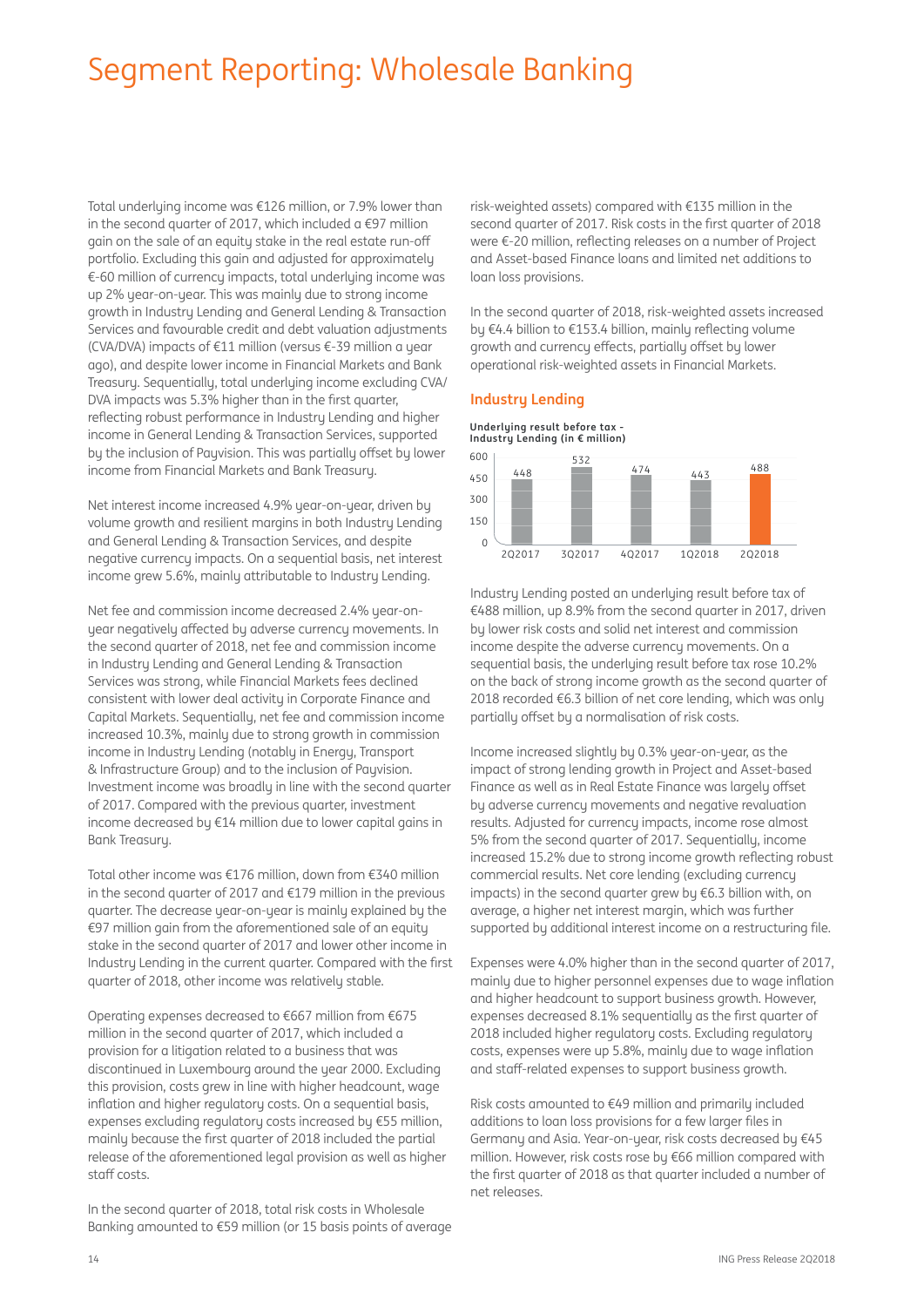# Segment Reporting: Wholesale Banking

Total underlying income was €126 million, or 7.9% lower than in the second quarter of 2017, which included a €97 million gain on the sale of an equity stake in the real estate run-off portfolio. Excluding this gain and adjusted for approximately €-60 million of currency impacts, total underlying income was up 2% year-on-year. This was mainly due to strong income growth in Industry Lending and General Lending & Transaction Services and favourable credit and debt valuation adjustments (CVA/DVA) impacts of €11 million (versus €-39 million a year ago), and despite lower income in Financial Markets and Bank Treasury. Sequentially, total underlying income excluding CVA/DVA impacts was 5.3% higher than in the first quarter, reflecting robust performance in Industry Lending and higher income in General Lending & Transaction Services, supported by the inclusion of Payvision. This was partially offset by lower income from Financial Markets and Bank Treasury.

Net interest income increased 4.9% year-on-year, driven by volume growth and resilient margins in both Industry Lending and General Lending & Transaction Services, and despite negative currency impacts. On a sequential basis, net interest income grew 5.6%, mainly attributable to Industry Lending.

Net fee and commission income decreased 2.4% year-on-year negatively affected by adverse currency movements. In the second quarter of 2018, net fee and commission income in Industry Lending and General Lending & Transaction Services was strong, while Financial Markets fees declined consistent with lower deal activity in Corporate Finance and Capital Markets. Sequentially, net fee and commission income increased 10.3%, mainly due to strong growth in commission income in Industry Lending (notably in Energy, Transport & Infrastructure Group) and to the inclusion of Payvision. Investment income was broadly in line with the second quarter of 2017. Compared with the previous quarter, investment income decreased by €14 million due to lower capital gains in Bank Treasury.

Total other income was €176 million, down from €340 million in the second quarter of 2017 and €179 million in the previous quarter. The decrease year-on-year is mainly explained by the €97 million gain from the aforementioned sale of an equity stake in the second quarter of 2017 and lower other income in Industry Lending in the current quarter. Compared with the first quarter of 2018, other income was relatively stable.

Operating expenses decreased to €667 million from €675 million in the second quarter of 2017, which included a provision for a litigation related to a business that was discontinued in Luxembourg around the year 2000. Excluding this provision, costs grew in line with higher headcount, wage inflation and higher regulatory costs. On a sequential basis, expenses excluding regulatory costs increased by €55 million, mainly because the first quarter of 2018 included the partial release of the aforementioned legal provision as well as higher staff costs.

In the second quarter of 2018, total risk costs in Wholesale Banking amounted to €59 million (or 15 basis points of average risk-weighted assets) compared with €135 million in the second quarter of 2017. Risk costs in the first quarter of 2018 were €-20 million, reflecting releases on a number of Project and Asset-based Finance loans and limited net additions to loan loss provisions.

In the second quarter of 2018, risk-weighted assets increased by €4.4 billion to €153.4 billion, mainly reflecting volume growth and currency effects, partially offset by lower operational risk-weighted assets in Financial Markets.

## Industry Lending

**Underlying result before tax - Industry Lending (in € million)**

600
450
300
150
0

448 — 2Q2017
532 — 3Q2017
474 — 4Q2017
443 — 1Q2018
488 — 2Q2018

Industry Lending posted an underlying result before tax of €488 million, up 8.9% from the second quarter in 2017, driven by lower risk costs and solid net interest and commission income despite the adverse currency movements. On a sequential basis, the underlying result before tax rose 10.2% on the back of strong income growth as the second quarter of 2018 recorded €6.3 billion of net core lending, which was only partially offset by a normalisation of risk costs.

Income increased slightly by 0.3% year-on-year, as the impact of strong lending growth in Project and Asset-based Finance as well as in Real Estate Finance was largely offset by adverse currency movements and negative revaluation results. Adjusted for currency impacts, income rose almost 5% from the second quarter of 2017. Sequentially, income increased 15.2% due to strong income growth reflecting robust commercial results. Net core lending (excluding currency impacts) in the second quarter grew by €6.3 billion with, on average, a higher net interest margin, which was further supported by additional interest income on a restructuring file.

Expenses were 4.0% higher than in the second quarter of 2017, mainly due to higher personnel expenses due to wage inflation and higher headcount to support business growth. However, expenses decreased 8.1% sequentially as the first quarter of 2018 included higher regulatory costs. Excluding regulatory costs, expenses were up 5.8%, mainly due to wage inflation and staff-related expenses to support business growth.

Risk costs amounted to €49 million and primarily included additions to loan loss provisions for a few larger files in Germany and Asia. Year-on-year, risk costs decreased by €45 million. However, risk costs rose by €66 million compared with the first quarter of 2018 as that quarter included a number of net releases.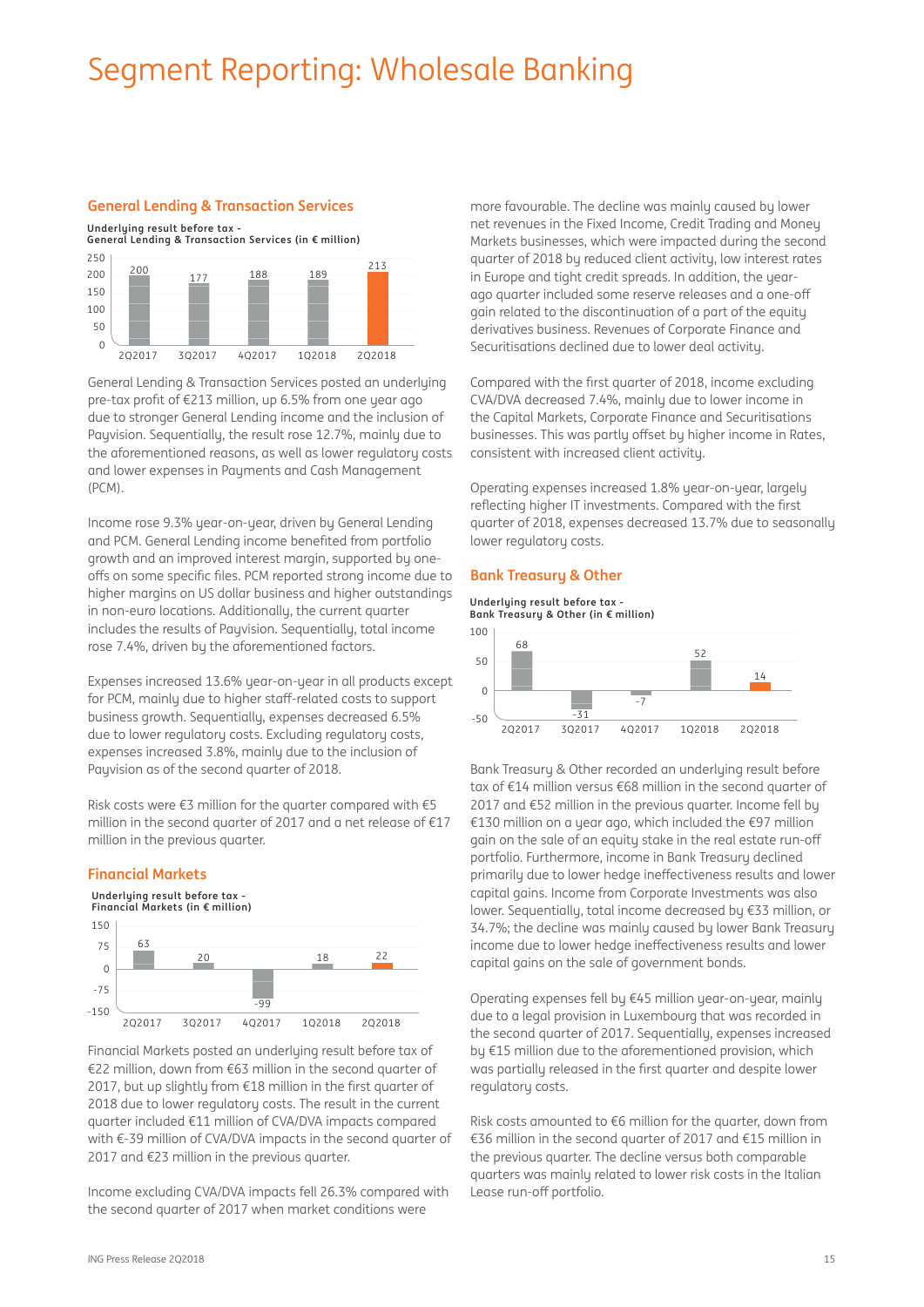# Segment Reporting: Wholesale Banking

## General Lending & Transaction Services

**Underlying result before tax - General Lending & Transaction Services (in € million)**

| 2Q2017 | 3Q2017 | 4Q2017 | 1Q2018 | 2Q2018 |
|---|---|---|---|---|
| 200 | 177 | 188 | 189 | 213 |

General Lending & Transaction Services posted an underlying pre-tax profit of €213 million, up 6.5% from one year ago due to stronger General Lending income and the inclusion of Payvision. Sequentially, the result rose 12.7%, mainly due to the aforementioned reasons, as well as lower regulatory costs and lower expenses in Payments and Cash Management (PCM).

Income rose 9.3% year-on-year, driven by General Lending and PCM. General Lending income benefited from portfolio growth and an improved interest margin, supported by one-offs on some specific files. PCM reported strong income due to higher margins on US dollar business and higher outstandings in non-euro locations. Additionally, the current quarter includes the results of Payvision. Sequentially, total income rose 7.4%, driven by the aforementioned factors.

Expenses increased 13.6% year-on-year in all products except for PCM, mainly due to higher staff-related costs to support business growth. Sequentially, expenses decreased 6.5% due to lower regulatory costs. Excluding regulatory costs, expenses increased 3.8%, mainly due to the inclusion of Payvision as of the second quarter of 2018.

Risk costs were €3 million for the quarter compared with €5 million in the second quarter of 2017 and a net release of €17 million in the previous quarter.

## Financial Markets

**Underlying result before tax - Financial Markets (in € million)**

| 2Q2017 | 3Q2017 | 4Q2017 | 1Q2018 | 2Q2018 |
|---|---|---|---|---|
| 63 | 20 | -99 | 18 | 22 |

Financial Markets posted an underlying result before tax of €22 million, down from €63 million in the second quarter of 2017, but up slightly from €18 million in the first quarter of 2018 due to lower regulatory costs. The result in the current quarter included €11 million of CVA/DVA impacts compared with €-39 million of CVA/DVA impacts in the second quarter of 2017 and €23 million in the previous quarter.

Income excluding CVA/DVA impacts fell 26.3% compared with the second quarter of 2017 when market conditions were more favourable. The decline was mainly caused by lower net revenues in the Fixed Income, Credit Trading and Money Markets businesses, which were impacted during the second quarter of 2018 by reduced client activity, low interest rates in Europe and tight credit spreads. In addition, the year-ago quarter included some reserve releases and a one-off gain related to the discontinuation of a part of the equity derivatives business. Revenues of Corporate Finance and Securitisations declined due to lower deal activity.

Compared with the first quarter of 2018, income excluding CVA/DVA decreased 7.4%, mainly due to lower income in the Capital Markets, Corporate Finance and Securitisations businesses. This was partly offset by higher income in Rates, consistent with increased client activity.

Operating expenses increased 1.8% year-on-year, largely reflecting higher IT investments. Compared with the first quarter of 2018, expenses decreased 13.7% due to seasonally lower regulatory costs.

## Bank Treasury & Other

**Underlying result before tax - Bank Treasury & Other (in € million)**

| 2Q2017 | 3Q2017 | 4Q2017 | 1Q2018 | 2Q2018 |
|---|---|---|---|---|
| 68 | -31 | -7 | 52 | 14 |

Bank Treasury & Other recorded an underlying result before tax of €14 million versus €68 million in the second quarter of 2017 and €52 million in the previous quarter. Income fell by €130 million on a year ago, which included the €97 million gain on the sale of an equity stake in the real estate run-off portfolio. Furthermore, income in Bank Treasury declined primarily due to lower hedge ineffectiveness results and lower capital gains. Income from Corporate Investments was also lower. Sequentially, total income decreased by €33 million, or 34.7%; the decline was mainly caused by lower Bank Treasury income due to lower hedge ineffectiveness results and lower capital gains on the sale of government bonds.

Operating expenses fell by €45 million year-on-year, mainly due to a legal provision in Luxembourg that was recorded in the second quarter of 2017. Sequentially, expenses increased by €15 million due to the aforementioned provision, which was partially released in the first quarter and despite lower regulatory costs.

Risk costs amounted to €6 million for the quarter, down from €36 million in the second quarter of 2017 and €15 million in the previous quarter. The decline versus both comparable quarters was mainly related to lower risk costs in the Italian Lease run-off portfolio.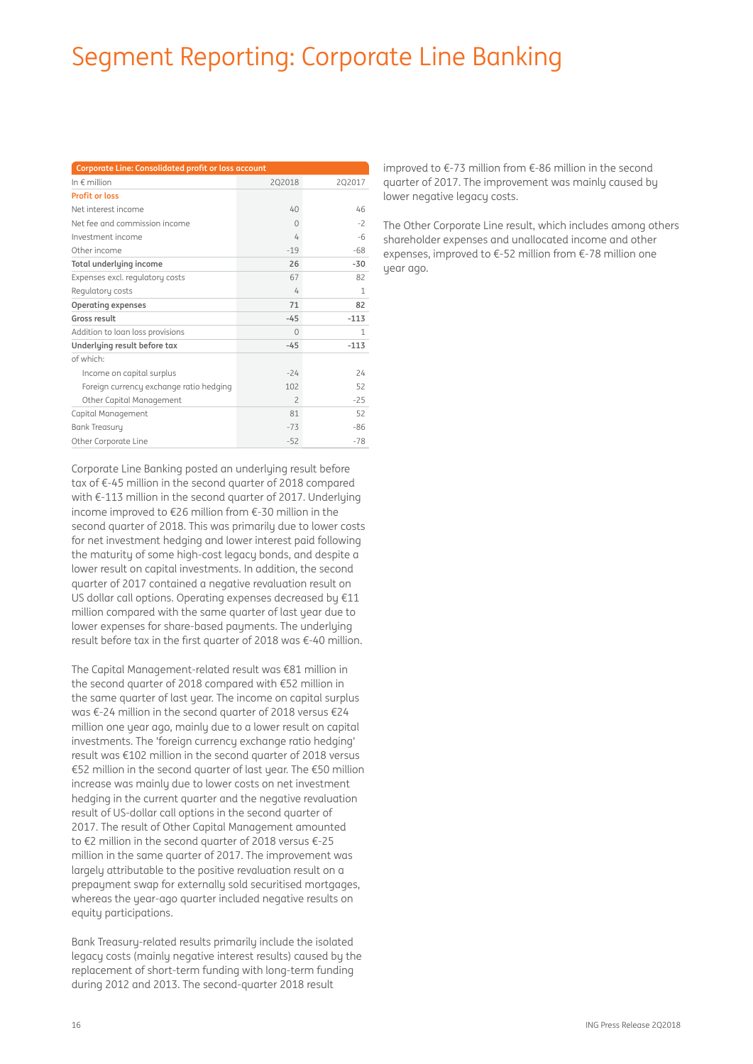# Segment Reporting: Corporate Line Banking

| Corporate Line: Consolidated profit or loss account | | |
|---|---|---|
| In € million | 2Q2018 | 2Q2017 |
| **Profit or loss** | | |
| Net interest income | 40 | 46 |
| Net fee and commission income | 0 | -2 |
| Investment income | 4 | -6 |
| Other income | -19 | -68 |
| **Total underlying income** | **26** | **-30** |
| Expenses excl. regulatory costs | 67 | 82 |
| Regulatory costs | 4 | 1 |
| **Operating expenses** | **71** | **82** |
| **Gross result** | **-45** | **-113** |
| Addition to loan loss provisions | 0 | 1 |
| **Underlying result before tax** | **-45** | **-113** |
| of which: | | |
| Income on capital surplus | -24 | 24 |
| Foreign currency exchange ratio hedging | 102 | 52 |
| Other Capital Management | 2 | -25 |
| Capital Management | 81 | 52 |
| Bank Treasury | -73 | -86 |
| Other Corporate Line | -52 | -78 |

Corporate Line Banking posted an underlying result before tax of €-45 million in the second quarter of 2018 compared with €-113 million in the second quarter of 2017. Underlying income improved to €26 million from €-30 million in the second quarter of 2018. This was primarily due to lower costs for net investment hedging and lower interest paid following the maturity of some high-cost legacy bonds, and despite a lower result on capital investments. In addition, the second quarter of 2017 contained a negative revaluation result on US dollar call options. Operating expenses decreased by €11 million compared with the same quarter of last year due to lower expenses for share-based payments. The underlying result before tax in the first quarter of 2018 was €-40 million.

The Capital Management-related result was €81 million in the second quarter of 2018 compared with €52 million in the same quarter of last year. The income on capital surplus was €-24 million in the second quarter of 2018 versus €24 million one year ago, mainly due to a lower result on capital investments. The 'foreign currency exchange ratio hedging' result was €102 million in the second quarter of 2018 versus €52 million in the second quarter of last year. The €50 million increase was mainly due to lower costs on net investment hedging in the current quarter and the negative revaluation result of US-dollar call options in the second quarter of 2017. The result of Other Capital Management amounted to €2 million in the second quarter of 2018 versus €-25 million in the same quarter of 2017. The improvement was largely attributable to the positive revaluation result on a prepayment swap for externally sold securitised mortgages, whereas the year-ago quarter included negative results on equity participations.

Bank Treasury-related results primarily include the isolated legacy costs (mainly negative interest results) caused by the replacement of short-term funding with long-term funding during 2012 and 2013. The second-quarter 2018 result improved to €-73 million from €-86 million in the second quarter of 2017. The improvement was mainly caused by lower negative legacy costs.

The Other Corporate Line result, which includes among others shareholder expenses and unallocated income and other expenses, improved to €-52 million from €-78 million one year ago.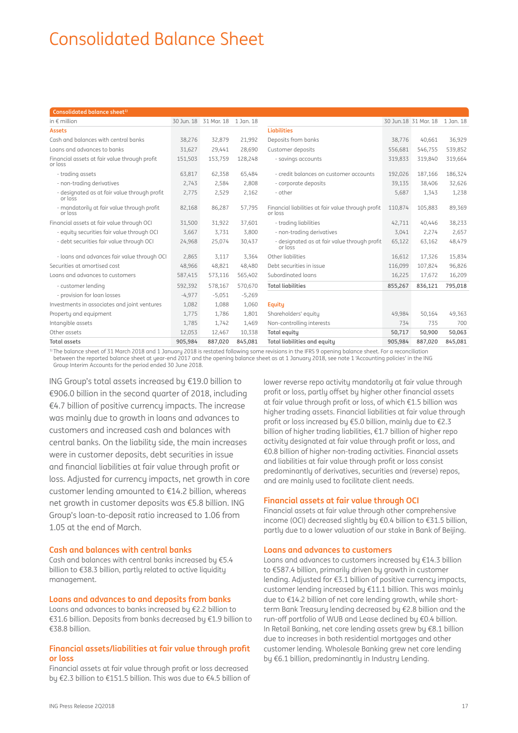# Consolidated Balance Sheet

| Consolidated balance sheet[1] | | | | | | | |
|---|---|---|---|---|---|---|---|
| in € million | 30 Jun. 18 | 31 Mar. 18 | 1 Jan. 18 | | 30 Jun.18 | 31 Mar. 18 | 1 Jan. 18 |
| **Assets** | | | | **Liabilities** | | | |
| Cash and balances with central banks | 38,276 | 32,879 | 21,992 | Deposits from banks | 38,776 | 40,661 | 36,929 |
| Loans and advances to banks | 31,627 | 29,441 | 28,690 | Customer deposits | 556,681 | 546,755 | 539,852 |
| Financial assets at fair value through profit or loss | 151,503 | 153,759 | 128,248 | - savings accounts | 319,833 | 319,840 | 319,664 |
| - trading assets | 63,817 | 62,358 | 65,484 | - credit balances on customer accounts | 192,026 | 187,166 | 186,324 |
| - non-trading derivatives | 2,743 | 2,584 | 2,808 | - corporate deposits | 39,135 | 38,406 | 32,626 |
| - designated as at fair value through profit or loss | 2,775 | 2,529 | 2,162 | - other | 5,687 | 1,343 | 1,238 |
| - mandatorily at fair value through profit or loss | 82,168 | 86,287 | 57,795 | Financial liabilities at fair value through profit or loss | 110,874 | 105,883 | 89,369 |
| Financial assets at fair value through OCI | 31,500 | 31,922 | 37,601 | - trading liabilities | 42,711 | 40,446 | 38,233 |
| - equity securities fair value through OCI | 3,667 | 3,731 | 3,800 | - non-trading derivatives | 3,041 | 2,274 | 2,657 |
| - debt securities fair value through OCI | 24,968 | 25,074 | 30,437 | - designated as at fair value through profit or loss | 65,122 | 63,162 | 48,479 |
| - loans and advances fair value through OCI | 2,865 | 3,117 | 3,364 | Other liabilities | 16,612 | 17,326 | 15,834 |
| Securities at amortised cost | 48,966 | 48,821 | 48,480 | Debt securities in issue | 116,099 | 107,824 | 96,826 |
| Loans and advances to customers | 587,415 | 573,116 | 565,402 | Subordinated loans | 16,225 | 17,672 | 16,209 |
| - customer lending | 592,392 | 578,167 | 570,670 | **Total liabilities** | **855,267** | **836,121** | **795,018** |
| - provision for loan losses | -4,977 | -5,051 | -5,269 | | | | |
| Investments in associates and joint ventures | 1,082 | 1,088 | 1,060 | **Equity** | | | |
| Property and equipment | 1,775 | 1,786 | 1,801 | Shareholders' equity | 49,984 | 50,164 | 49,363 |
| Intangible assets | 1,785 | 1,742 | 1,469 | Non-controlling interests | 734 | 735 | 700 |
| Other assets | 12,053 | 12,467 | 10,338 | **Total equity** | **50,717** | **50,900** | **50,063** |
| **Total assets** | **905,984** | **887,020** | **845,081** | **Total liabilities and equity** | **905,984** | **887,020** | **845,081** |

[1] The balance sheet of 31 March 2018 and 1 January 2018 is restated following some revisions in the IFRS 9 opening balance sheet. For a reconciliation between the reported balance sheet at year-end 2017 and the opening balance sheet as at 1 January 2018, see note 1 'Accounting policies' in the ING Group Interim Accounts for the period ended 30 June 2018.

ING Group's total assets increased by €19.0 billion to €906.0 billion in the second quarter of 2018, including €4.7 billion of positive currency impacts. The increase was mainly due to growth in loans and advances to customers and increased cash and balances with central banks. On the liability side, the main increases were in customer deposits, debt securities in issue and financial liabilities at fair value through profit or loss. Adjusted for currency impacts, net growth in core customer lending amounted to €14.2 billion, whereas net growth in customer deposits was €5.8 billion. ING Group's loan-to-deposit ratio increased to 1.06 from 1.05 at the end of March.

### Cash and balances with central banks

Cash and balances with central banks increased by €5.4 billion to €38.3 billion, partly related to active liquidity management.

### Loans and advances to and deposits from banks

Loans and advances to banks increased by €2.2 billion to €31.6 billion. Deposits from banks decreased by €1.9 billion to €38.8 billion.

### Financial assets/liabilities at fair value through profit or loss

Financial assets at fair value through profit or loss decreased by €2.3 billion to €151.5 billion. This was due to €4.5 billion of lower reverse repo activity mandatorily at fair value through profit or loss, partly offset by higher other financial assets at fair value through profit or loss, of which €1.5 billion was higher trading assets. Financial liabilities at fair value through profit or loss increased by €5.0 billion, mainly due to €2.3 billion of higher trading liabilities, €1.7 billion of higher repo activity designated at fair value through profit or loss, and €0.8 billion of higher non-trading activities. Financial assets and liabilities at fair value through profit or loss consist predominantly of derivatives, securities and (reverse) repos, and are mainly used to facilitate client needs.

### Financial assets at fair value through OCI

Financial assets at fair value through other comprehensive income (OCI) decreased slightly by €0.4 billion to €31.5 billion, partly due to a lower valuation of our stake in Bank of Beijing.

### Loans and advances to customers

Loans and advances to customers increased by €14.3 billion to €587.4 billion, primarily driven by growth in customer lending. Adjusted for €3.1 billion of positive currency impacts, customer lending increased by €11.1 billion. This was mainly due to €14.2 billion of net core lending growth, while short-term Bank Treasury lending decreased by €2.8 billion and the run-off portfolio of WUB and Lease declined by €0.4 billion. In Retail Banking, net core lending assets grew by €8.1 billion due to increases in both residential mortgages and other customer lending. Wholesale Banking grew net core lending by €6.1 billion, predominantly in Industry Lending.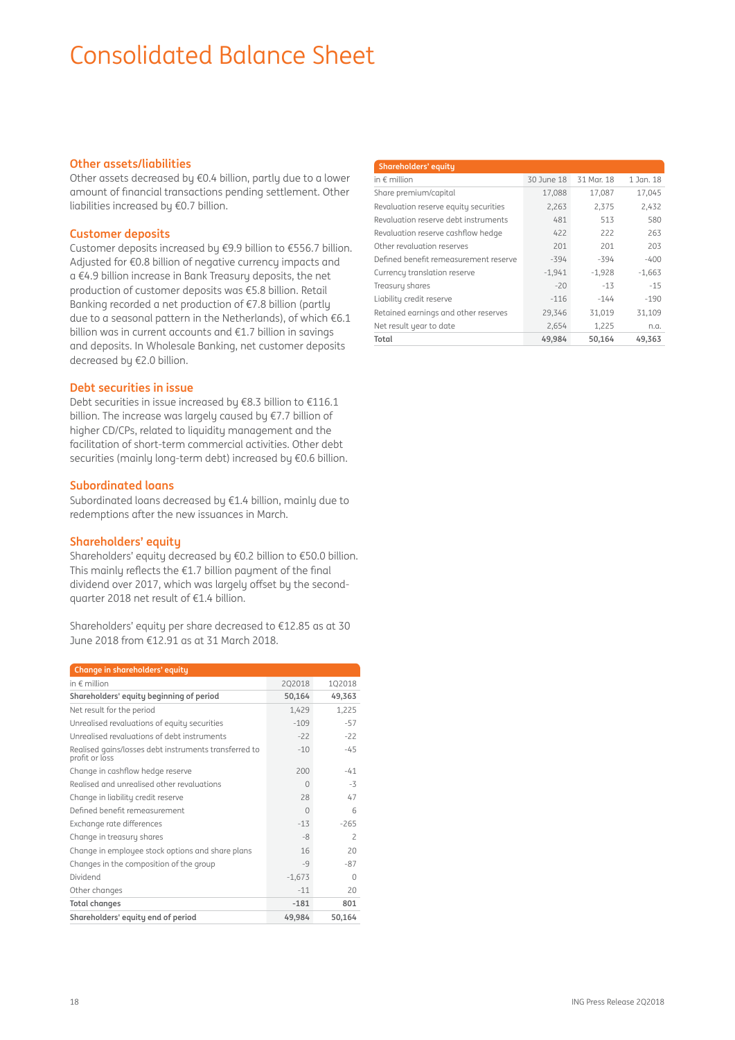# Consolidated Balance Sheet

### Other assets/liabilities

Other assets decreased by €0.4 billion, partly due to a lower amount of financial transactions pending settlement. Other liabilities increased by €0.7 billion.

### Customer deposits

Customer deposits increased by €9.9 billion to €556.7 billion. Adjusted for €0.8 billion of negative currency impacts and a €4.9 billion increase in Bank Treasury deposits, the net production of customer deposits was €5.8 billion. Retail Banking recorded a net production of €7.8 billion (partly due to a seasonal pattern in the Netherlands), of which €6.1 billion was in current accounts and €1.7 billion in savings and deposits. In Wholesale Banking, net customer deposits decreased by €2.0 billion.

### Debt securities in issue

Debt securities in issue increased by €8.3 billion to €116.1 billion. The increase was largely caused by €7.7 billion of higher CD/CPs, related to liquidity management and the facilitation of short-term commercial activities. Other debt securities (mainly long-term debt) increased by €0.6 billion.

### Subordinated loans

Subordinated loans decreased by €1.4 billion, mainly due to redemptions after the new issuances in March.

### Shareholders' equity

Shareholders' equity decreased by €0.2 billion to €50.0 billion. This mainly reflects the €1.7 billion payment of the final dividend over 2017, which was largely offset by the second-quarter 2018 net result of €1.4 billion.

Shareholders' equity per share decreased to €12.85 as at 30 June 2018 from €12.91 as at 31 March 2018.

**Change in shareholders' equity**

| in € million | 2Q2018 | 1Q2018 |
|---|---|---|
| **Shareholders' equity beginning of period** | **50,164** | **49,363** |
| Net result for the period | 1,429 | 1,225 |
| Unrealised revaluations of equity securities | -109 | -57 |
| Unrealised revaluations of debt instruments | -22 | -22 |
| Realised gains/losses debt instruments transferred to profit or loss | -10 | -45 |
| Change in cashflow hedge reserve | 200 | -41 |
| Realised and unrealised other revaluations | 0 | -3 |
| Change in liability credit reserve | 28 | 47 |
| Defined benefit remeasurement | 0 | 6 |
| Exchange rate differences | -13 | -265 |
| Change in treasury shares | -8 | 2 |
| Change in employee stock options and share plans | 16 | 20 |
| Changes in the composition of the group | -9 | -87 |
| Dividend | -1,673 | 0 |
| Other changes | -11 | 20 |
| **Total changes** | **-181** | **801** |
| **Shareholders' equity end of period** | **49,984** | **50,164** |

**Shareholders' equity**

| in € million | 30 June 18 | 31 Mar. 18 | 1 Jan. 18 |
|---|---|---|---|
| Share premium/capital | 17,088 | 17,087 | 17,045 |
| Revaluation reserve equity securities | 2,263 | 2,375 | 2,432 |
| Revaluation reserve debt instruments | 481 | 513 | 580 |
| Revaluation reserve cashflow hedge | 422 | 222 | 263 |
| Other revaluation reserves | 201 | 201 | 203 |
| Defined benefit remeasurement reserve | -394 | -394 | -400 |
| Currency translation reserve | -1,941 | -1,928 | -1,663 |
| Treasury shares | -20 | -13 | -15 |
| Liability credit reserve | -116 | -144 | -190 |
| Retained earnings and other reserves | 29,346 | 31,019 | 31,109 |
| Net result year to date | 2,654 | 1,225 | n.a. |
| **Total** | **49,984** | **50,164** | **49,363** |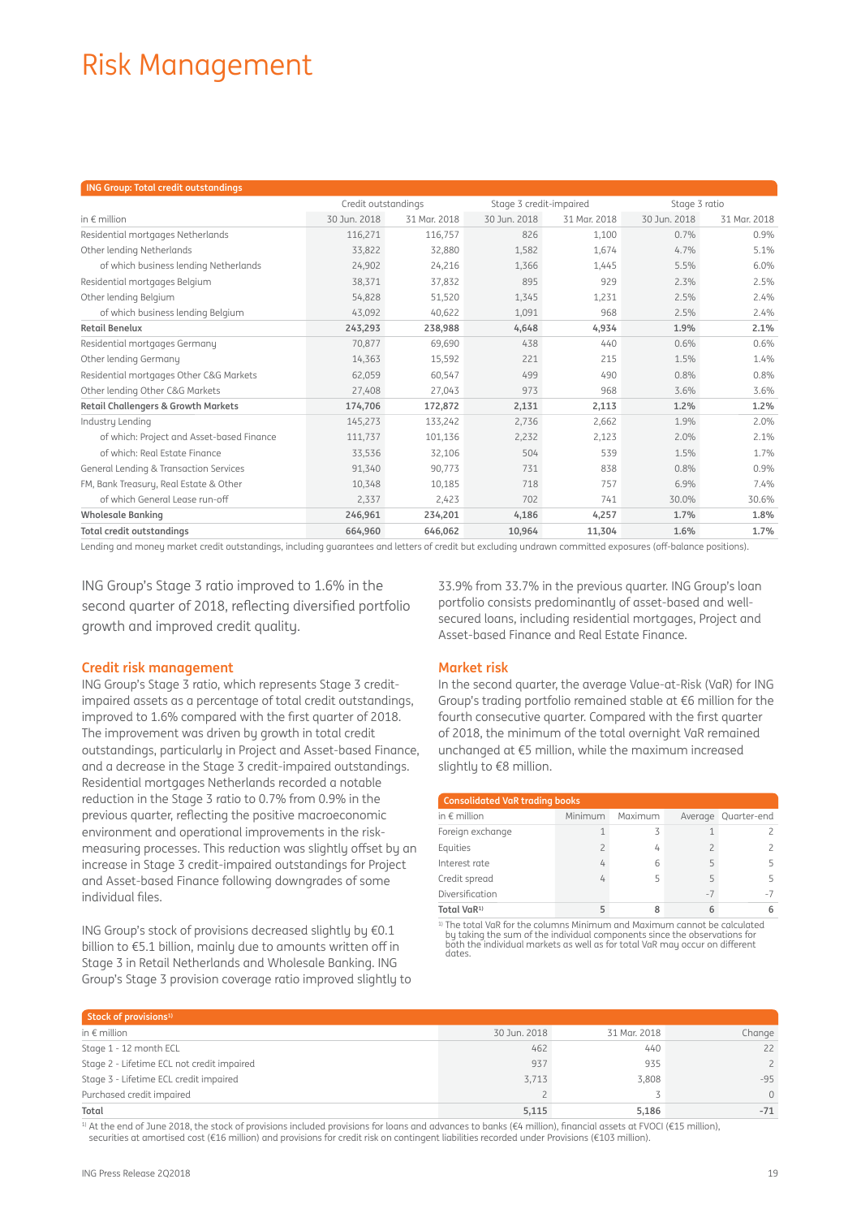# Risk Management

| ING Group: Total credit outstandings | Credit outstandings | | Stage 3 credit-impaired | | Stage 3 ratio | |
|---|---|---|---|---|---|---|
| in € million | 30 Jun. 2018 | 31 Mar. 2018 | 30 Jun. 2018 | 31 Mar. 2018 | 30 Jun. 2018 | 31 Mar. 2018 |
| Residential mortgages Netherlands | 116,271 | 116,757 | 826 | 1,100 | 0.7% | 0.9% |
| Other lending Netherlands | 33,822 | 32,880 | 1,582 | 1,674 | 4.7% | 5.1% |
| of which business lending Netherlands | 24,902 | 24,216 | 1,366 | 1,445 | 5.5% | 6.0% |
| Residential mortgages Belgium | 38,371 | 37,832 | 895 | 929 | 2.3% | 2.5% |
| Other lending Belgium | 54,828 | 51,520 | 1,345 | 1,231 | 2.5% | 2.4% |
| of which business lending Belgium | 43,092 | 40,622 | 1,091 | 968 | 2.5% | 2.4% |
| **Retail Benelux** | **243,293** | **238,988** | **4,648** | **4,934** | **1.9%** | **2.1%** |
| Residential mortgages Germany | 70,877 | 69,690 | 438 | 440 | 0.6% | 0.6% |
| Other lending Germany | 14,363 | 15,592 | 221 | 215 | 1.5% | 1.4% |
| Residential mortgages Other C&G Markets | 62,059 | 60,547 | 499 | 490 | 0.8% | 0.8% |
| Other lending Other C&G Markets | 27,408 | 27,043 | 973 | 968 | 3.6% | 3.6% |
| **Retail Challengers & Growth Markets** | **174,706** | **172,872** | **2,131** | **2,113** | **1.2%** | **1.2%** |
| Industry Lending | 145,273 | 133,242 | 2,736 | 2,662 | 1.9% | 2.0% |
| of which: Project and Asset-based Finance | 111,737 | 101,136 | 2,232 | 2,123 | 2.0% | 2.1% |
| of which: Real Estate Finance | 33,536 | 32,106 | 504 | 539 | 1.5% | 1.7% |
| General Lending & Transaction Services | 91,340 | 90,773 | 731 | 838 | 0.8% | 0.9% |
| FM, Bank Treasury, Real Estate & Other | 10,348 | 10,185 | 718 | 757 | 6.9% | 7.4% |
| of which General Lease run-off | 2,337 | 2,423 | 702 | 741 | 30.0% | 30.6% |
| **Wholesale Banking** | **246,961** | **234,201** | **4,186** | **4,257** | **1.7%** | **1.8%** |
| **Total credit outstandings** | **664,960** | **646,062** | **10,964** | **11,304** | **1.6%** | **1.7%** |

Lending and money market credit outstandings, including guarantees and letters of credit but excluding undrawn committed exposures (off-balance positions).

ING Group's Stage 3 ratio improved to 1.6% in the second quarter of 2018, reflecting diversified portfolio growth and improved credit quality.

## Credit risk management

ING Group's Stage 3 ratio, which represents Stage 3 credit-impaired assets as a percentage of total credit outstandings, improved to 1.6% compared with the first quarter of 2018. The improvement was driven by growth in total credit outstandings, particularly in Project and Asset-based Finance, and a decrease in the Stage 3 credit-impaired outstandings. Residential mortgages Netherlands recorded a notable reduction in the Stage 3 ratio to 0.7% from 0.9% in the previous quarter, reflecting the positive macroeconomic environment and operational improvements in the risk-measuring processes. This reduction was slightly offset by an increase in Stage 3 credit-impaired outstandings for Project and Asset-based Finance following downgrades of some individual files.

ING Group's stock of provisions decreased slightly by €0.1 billion to €5.1 billion, mainly due to amounts written off in Stage 3 in Retail Netherlands and Wholesale Banking. ING Group's Stage 3 provision coverage ratio improved slightly to 33.9% from 33.7% in the previous quarter. ING Group's loan portfolio consists predominantly of asset-based and well-secured loans, including residential mortgages, Project and Asset-based Finance and Real Estate Finance.

## Market risk

In the second quarter, the average Value-at-Risk (VaR) for ING Group's trading portfolio remained stable at €6 million for the fourth consecutive quarter. Compared with the first quarter of 2018, the minimum of the total overnight VaR remained unchanged at €5 million, while the maximum increased slightly to €8 million.

| Consolidated VaR trading books | | | | |
|---|---|---|---|---|
| in € million | Minimum | Maximum | Average | Quarter-end |
| Foreign exchange | 1 | 3 | 1 | 2 |
| Equities | 2 | 4 | 2 | 2 |
| Interest rate | 4 | 6 | 5 | 5 |
| Credit spread | 4 | 5 | 5 | 5 |
| Diversification | | | -7 | -7 |
| **Total VaR[1]** | **5** | **8** | **6** | **6** |

[1] The total VaR for the columns Minimum and Maximum cannot be calculated by taking the sum of the individual components since the observations for both the individual markets as well as for total VaR may occur on different dates.

| Stock of provisions[1] | | | |
|---|---|---|---|
| in € million | 30 Jun. 2018 | 31 Mar. 2018 | Change |
| Stage 1 - 12 month ECL | 462 | 440 | 22 |
| Stage 2 - Lifetime ECL not credit impaired | 937 | 935 | 2 |
| Stage 3 - Lifetime ECL credit impaired | 3,713 | 3,808 | -95 |
| Purchased credit impaired | 2 | 3 | 0 |
| **Total** | **5,115** | **5,186** | **-71** |

[1] At the end of June 2018, the stock of provisions included provisions for loans and advances to banks (€4 million), financial assets at FVOCI (€15 million), securities at amortised cost (€16 million) and provisions for credit risk on contingent liabilities recorded under Provisions (€103 million).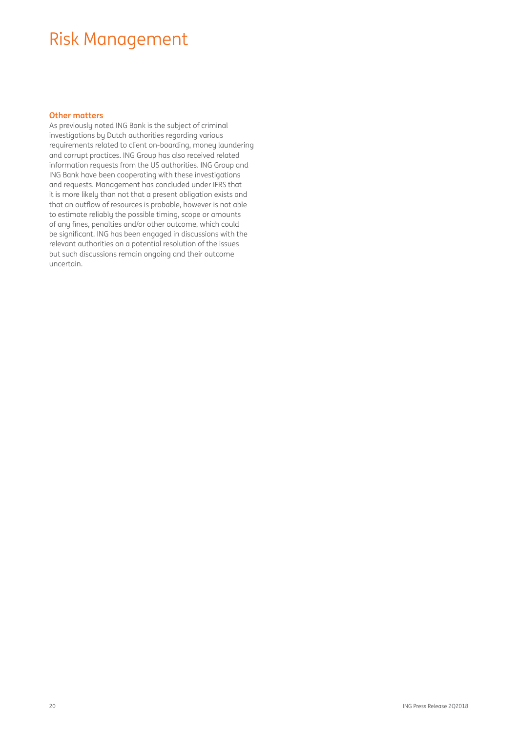# Risk Management

### Other matters

As previously noted ING Bank is the subject of criminal investigations by Dutch authorities regarding various requirements related to client on-boarding, money laundering and corrupt practices. ING Group has also received related information requests from the US authorities. ING Group and ING Bank have been cooperating with these investigations and requests. Management has concluded under IFRS that it is more likely than not that a present obligation exists and that an outflow of resources is probable, however is not able to estimate reliably the possible timing, scope or amounts of any fines, penalties and/or other outcome, which could be significant. ING has been engaged in discussions with the relevant authorities on a potential resolution of the issues but such discussions remain ongoing and their outcome uncertain.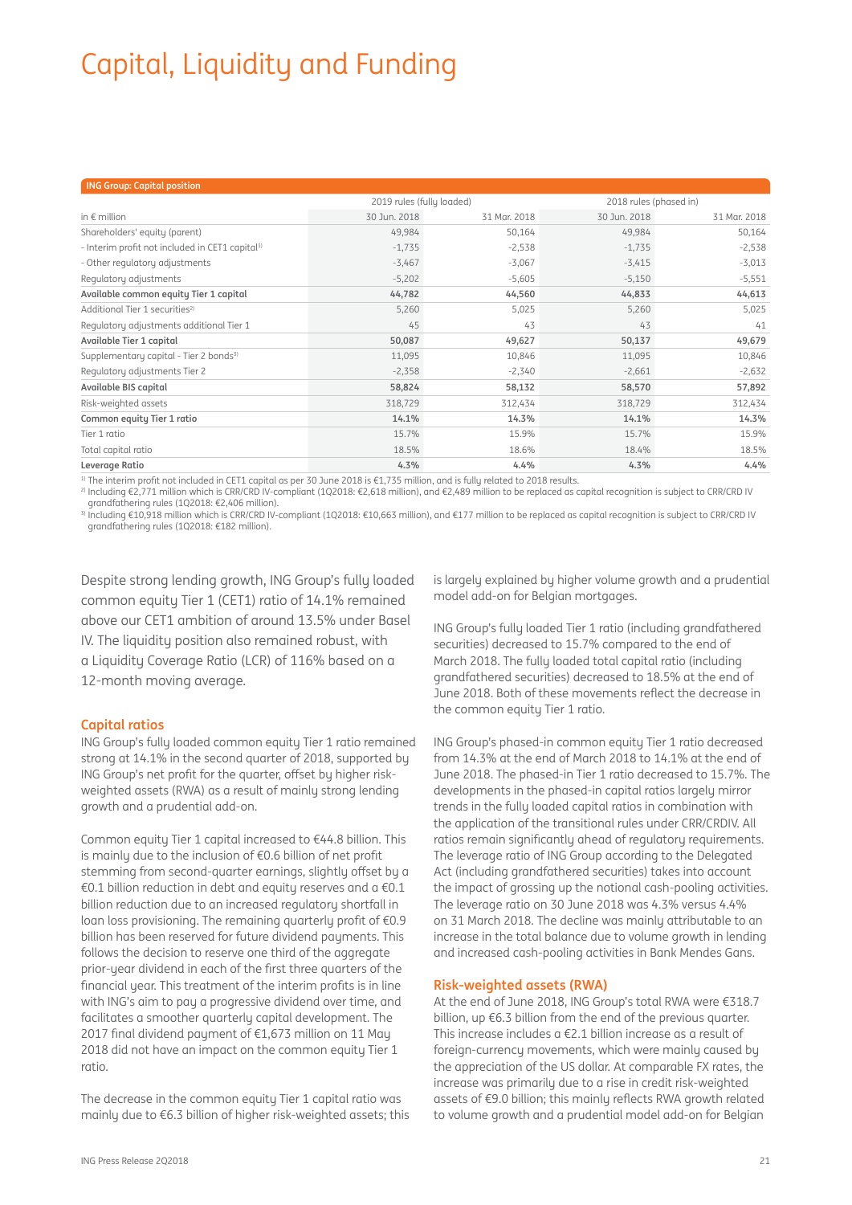# Capital, Liquidity and Funding

| ING Group: Capital position | | | | |
|---|---|---|---|---|
| | 2019 rules (fully loaded) | | 2018 rules (phased in) | |
| in € million | 30 Jun. 2018 | 31 Mar. 2018 | 30 Jun. 2018 | 31 Mar. 2018 |
| Shareholders' equity (parent) | 49,984 | 50,164 | 49,984 | 50,164 |
| - Interim profit not included in CET1 capital[1] | -1,735 | -2,538 | -1,735 | -2,538 |
| - Other regulatory adjustments | -3,467 | -3,067 | -3,415 | -3,013 |
| Regulatory adjustments | -5,202 | -5,605 | -5,150 | -5,551 |
| **Available common equity Tier 1 capital** | **44,782** | **44,560** | **44,833** | **44,613** |
| Additional Tier 1 securities[2] | 5,260 | 5,025 | 5,260 | 5,025 |
| Regulatory adjustments additional Tier 1 | 45 | 43 | 43 | 41 |
| **Available Tier 1 capital** | **50,087** | **49,627** | **50,137** | **49,679** |
| Supplementary capital - Tier 2 bonds[3] | 11,095 | 10,846 | 11,095 | 10,846 |
| Regulatory adjustments Tier 2 | -2,358 | -2,340 | -2,661 | -2,632 |
| **Available BIS capital** | **58,824** | **58,132** | **58,570** | **57,892** |
| Risk-weighted assets | 318,729 | 312,434 | 318,729 | 312,434 |
| **Common equity Tier 1 ratio** | **14.1%** | **14.3%** | **14.1%** | **14.3%** |
| Tier 1 ratio | 15.7% | 15.9% | 15.7% | 15.9% |
| Total capital ratio | 18.5% | 18.6% | 18.4% | 18.5% |
| **Leverage Ratio** | **4.3%** | **4.4%** | **4.3%** | **4.4%** |

[1] The interim profit not included in CET1 capital as per 30 June 2018 is €1,735 million, and is fully related to 2018 results.
[2] Including €2,771 million which is CRR/CRD IV-compliant (1Q2018: €2,618 million), and €2,489 million to be replaced as capital recognition is subject to CRR/CRD IV grandfathering rules (1Q2018: €2,406 million).
[3] Including €10,918 million which is CRR/CRD IV-compliant (1Q2018: €10,663 million), and €177 million to be replaced as capital recognition is subject to CRR/CRD IV grandfathering rules (1Q2018: €182 million).

Despite strong lending growth, ING Group's fully loaded common equity Tier 1 (CET1) ratio of 14.1% remained above our CET1 ambition of around 13.5% under Basel IV. The liquidity position also remained robust, with a Liquidity Coverage Ratio (LCR) of 116% based on a 12-month moving average.

## Capital ratios

ING Group's fully loaded common equity Tier 1 ratio remained strong at 14.1% in the second quarter of 2018, supported by ING Group's net profit for the quarter, offset by higher risk-weighted assets (RWA) as a result of mainly strong lending growth and a prudential add-on.

Common equity Tier 1 capital increased to €44.8 billion. This is mainly due to the inclusion of €0.6 billion of net profit stemming from second-quarter earnings, slightly offset by a €0.1 billion reduction in debt and equity reserves and a €0.1 billion reduction due to an increased regulatory shortfall in loan loss provisioning. The remaining quarterly profit of €0.9 billion has been reserved for future dividend payments. This follows the decision to reserve one third of the aggregate prior-year dividend in each of the first three quarters of the financial year. This treatment of the interim profits is in line with ING's aim to pay a progressive dividend over time, and facilitates a smoother quarterly capital development. The 2017 final dividend payment of €1,673 million on 11 May 2018 did not have an impact on the common equity Tier 1 ratio.

The decrease in the common equity Tier 1 capital ratio was mainly due to €6.3 billion of higher risk-weighted assets; this is largely explained by higher volume growth and a prudential model add-on for Belgian mortgages.

ING Group's fully loaded Tier 1 ratio (including grandfathered securities) decreased to 15.7% compared to the end of March 2018. The fully loaded total capital ratio (including grandfathered securities) decreased to 18.5% at the end of June 2018. Both of these movements reflect the decrease in the common equity Tier 1 ratio.

ING Group's phased-in common equity Tier 1 ratio decreased from 14.3% at the end of March 2018 to 14.1% at the end of June 2018. The phased-in Tier 1 ratio decreased to 15.7%. The developments in the phased-in capital ratios largely mirror trends in the fully loaded capital ratios in combination with the application of the transitional rules under CRR/CRDIV. All ratios remain significantly ahead of regulatory requirements. The leverage ratio of ING Group according to the Delegated Act (including grandfathered securities) takes into account the impact of grossing up the notional cash-pooling activities. The leverage ratio on 30 June 2018 was 4.3% versus 4.4% on 31 March 2018. The decline was mainly attributable to an increase in the total balance due to volume growth in lending and increased cash-pooling activities in Bank Mendes Gans.

## Risk-weighted assets (RWA)

At the end of June 2018, ING Group's total RWA were €318.7 billion, up €6.3 billion from the end of the previous quarter. This increase includes a €2.1 billion increase as a result of foreign-currency movements, which were mainly caused by the appreciation of the US dollar. At comparable FX rates, the increase was primarily due to a rise in credit risk-weighted assets of €9.0 billion; this mainly reflects RWA growth related to volume growth and a prudential model add-on for Belgian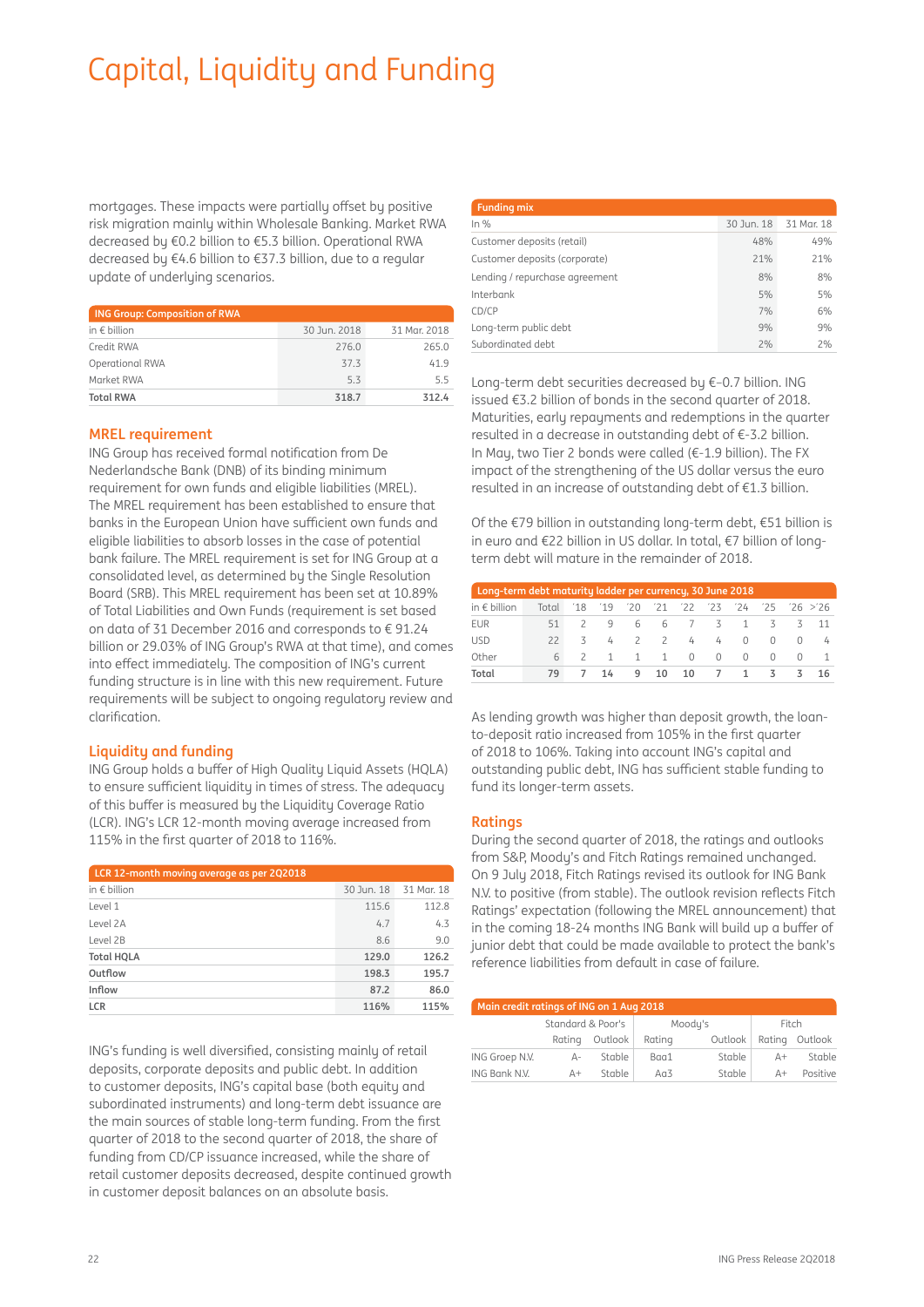# Capital, Liquidity and Funding

mortgages. These impacts were partially offset by positive risk migration mainly within Wholesale Banking. Market RWA decreased by €0.2 billion to €5.3 billion. Operational RWA decreased by €4.6 billion to €37.3 billion, due to a regular update of underlying scenarios.

| ING Group: Composition of RWA | | |
|---|---|---|
| in € billion | 30 Jun. 2018 | 31 Mar. 2018 |
| Credit RWA | 276.0 | 265.0 |
| Operational RWA | 37.3 | 41.9 |
| Market RWA | 5.3 | 5.5 |
| **Total RWA** | **318.7** | **312.4** |

## MREL requirement

ING Group has received formal notification from De Nederlandsche Bank (DNB) of its binding minimum requirement for own funds and eligible liabilities (MREL). The MREL requirement has been established to ensure that banks in the European Union have sufficient own funds and eligible liabilities to absorb losses in the case of potential bank failure. The MREL requirement is set for ING Group at a consolidated level, as determined by the Single Resolution Board (SRB). This MREL requirement has been set at 10.89% of Total Liabilities and Own Funds (requirement is set based on data of 31 December 2016 and corresponds to € 91.24 billion or 29.03% of ING Group's RWA at that time), and comes into effect immediately. The composition of ING's current funding structure is in line with this new requirement. Future requirements will be subject to ongoing regulatory review and clarification.

## Liquidity and funding

ING Group holds a buffer of High Quality Liquid Assets (HQLA) to ensure sufficient liquidity in times of stress. The adequacy of this buffer is measured by the Liquidity Coverage Ratio (LCR). ING's LCR 12-month moving average increased from 115% in the first quarter of 2018 to 116%.

| LCR 12-month moving average as per 2Q2018 | | |
|---|---|---|
| in € billion | 30 Jun. 18 | 31 Mar. 18 |
| Level 1 | 115.6 | 112.8 |
| Level 2A | 4.7 | 4.3 |
| Level 2B | 8.6 | 9.0 |
| **Total HQLA** | **129.0** | **126.2** |
| **Outflow** | **198.3** | **195.7** |
| **Inflow** | **87.2** | **86.0** |
| **LCR** | **116%** | **115%** |

ING's funding is well diversified, consisting mainly of retail deposits, corporate deposits and public debt. In addition to customer deposits, ING's capital base (both equity and subordinated instruments) and long-term debt issuance are the main sources of stable long-term funding. From the first quarter of 2018 to the second quarter of 2018, the share of funding from CD/CP issuance increased, while the share of retail customer deposits decreased, despite continued growth in customer deposit balances on an absolute basis.

| Funding mix | | |
|---|---|---|
| In % | 30 Jun. 18 | 31 Mar. 18 |
| Customer deposits (retail) | 48% | 49% |
| Customer deposits (corporate) | 21% | 21% |
| Lending / repurchase agreement | 8% | 8% |
| Interbank | 5% | 5% |
| CD/CP | 7% | 6% |
| Long-term public debt | 9% | 9% |
| Subordinated debt | 2% | 2% |

Long-term debt securities decreased by €-0.7 billion. ING issued €3.2 billion of bonds in the second quarter of 2018. Maturities, early repayments and redemptions in the quarter resulted in a decrease in outstanding debt of €-3.2 billion. In May, two Tier 2 bonds were called (€-1.9 billion). The FX impact of the strengthening of the US dollar versus the euro resulted in an increase of outstanding debt of €1.3 billion.

Of the €79 billion in outstanding long-term debt, €51 billion is in euro and €22 billion in US dollar. In total, €7 billion of long-term debt will mature in the remainder of 2018.

| Long-term debt maturity ladder per currency, 30 June 2018 | | | | | | | | | | | |
|---|---|---|---|---|---|---|---|---|---|---|---|
| in € billion | Total | '18 | '19 | '20 | '21 | '22 | '23 | '24 | '25 | '26 | >'26 |
| EUR | 51 | 2 | 9 | 6 | 6 | 7 | 3 | 1 | 3 | 3 | 11 |
| USD | 22 | 3 | 4 | 2 | 2 | 4 | 4 | 0 | 0 | 0 | 4 |
| Other | 6 | 2 | 1 | 1 | 1 | 0 | 0 | 0 | 0 | 0 | 1 |
| **Total** | **79** | **7** | **14** | **9** | **10** | **10** | **7** | **1** | **3** | **3** | **16** |

As lending growth was higher than deposit growth, the loan-to-deposit ratio increased from 105% in the first quarter of 2018 to 106%. Taking into account ING's capital and outstanding public debt, ING has sufficient stable funding to fund its longer-term assets.

## Ratings

During the second quarter of 2018, the ratings and outlooks from S&P, Moody's and Fitch Ratings remained unchanged. On 9 July 2018, Fitch Ratings revised its outlook for ING Bank N.V. to positive (from stable). The outlook revision reflects Fitch Ratings' expectation (following the MREL announcement) that in the coming 18-24 months ING Bank will build up a buffer of junior debt that could be made available to protect the bank's reference liabilities from default in case of failure.

| Main credit ratings of ING on 1 Aug 2018 | | | | | | |
|---|---|---|---|---|---|---|
| | Standard & Poor's | | Moody's | | Fitch | |
| | Rating | Outlook | Rating | Outlook | Rating | Outlook |
| ING Groep N.V. | A- | Stable | Baa1 | Stable | A+ | Stable |
| ING Bank N.V. | A+ | Stable | Aa3 | Stable | A+ | Positive |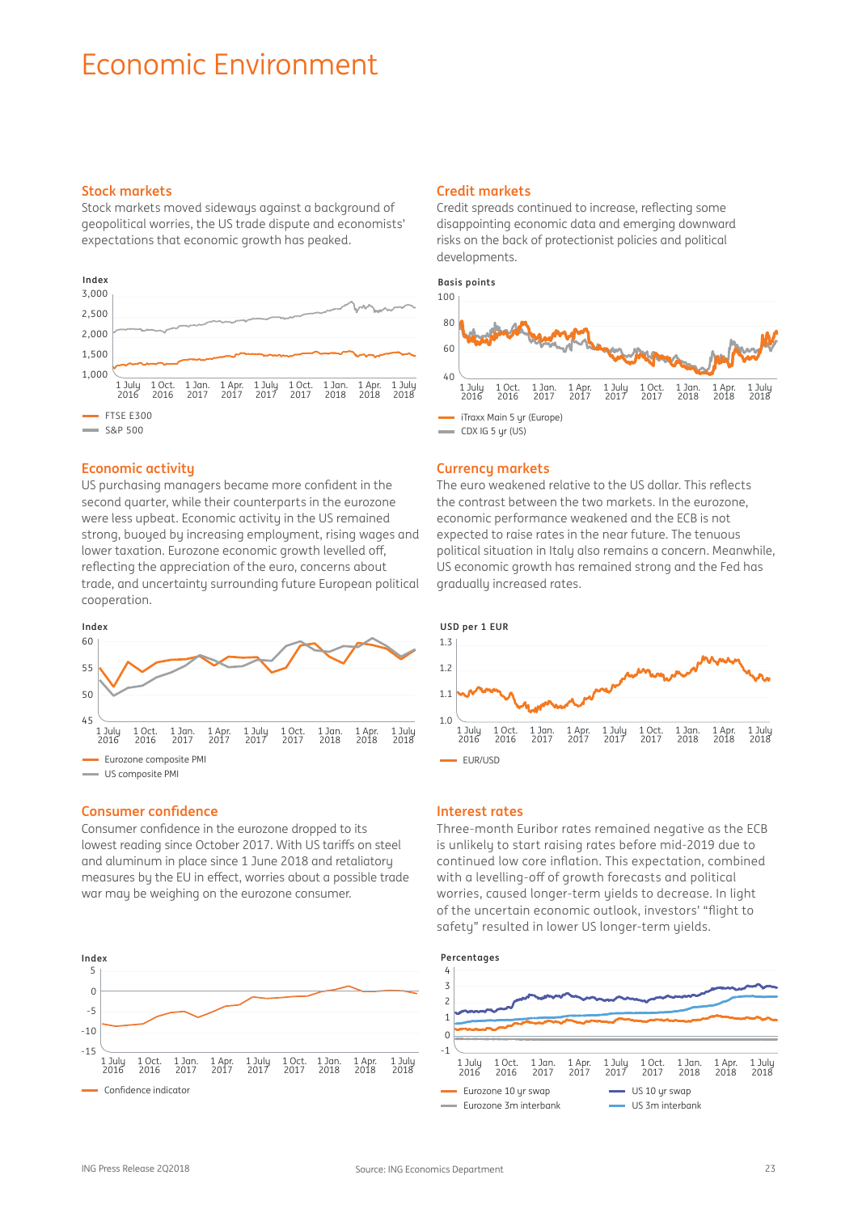# Economic Environment

## Stock markets

Stock markets moved sideways against a background of geopolitical worries, the US trade dispute and economists' expectations that economic growth has peaked.

Index
3,000
2,500
2,000
1,500
1,000
1 July 2016
1 Oct. 2016
1 Jan. 2017
1 Apr. 2017
1 July 2017
1 Oct. 2017
1 Jan. 2018
1 Apr. 2018
1 July 2018

FTSE E300
S&P 500

## Credit markets

Credit spreads continued to increase, reflecting some disappointing economic data and emerging downward risks on the back of protectionist policies and political developments.

Basis points
100
80
60
40
1 July 2016
1 Oct. 2016
1 Jan. 2017
1 Apr. 2017
1 July 2017
1 Oct. 2017
1 Jan. 2018
1 Apr. 2018
1 July 2018

iTraxx Main 5 yr (Europe)
CDX IG 5 yr (US)

## Economic activity

US purchasing managers became more confident in the second quarter, while their counterparts in the eurozone were less upbeat. Economic activity in the US remained strong, buoyed by increasing employment, rising wages and lower taxation. Eurozone economic growth levelled off, reflecting the appreciation of the euro, concerns about trade, and uncertainty surrounding future European political cooperation.

Index
60
55
50
45
1 July 2016
1 Oct. 2016
1 Jan. 2017
1 Apr. 2017
1 July 2017
1 Oct. 2017
1 Jan. 2018
1 Apr. 2018
1 July 2018

Eurozone composite PMI
US composite PMI

## Currency markets

The euro weakened relative to the US dollar. This reflects the contrast between the two markets. In the eurozone, economic performance weakened and the ECB is not expected to raise rates in the near future. The tenuous political situation in Italy also remains a concern. Meanwhile, US economic growth has remained strong and the Fed has gradually increased rates.

USD per 1 EUR
1.3
1.2
1.1
1.0
1 July 2016
1 Oct. 2016
1 Jan. 2017
1 Apr. 2017
1 July 2017
1 Oct. 2017
1 Jan. 2018
1 Apr. 2018
1 July 2018

EUR/USD

## Consumer confidence

Consumer confidence in the eurozone dropped to its lowest reading since October 2017. With US tariffs on steel and aluminum in place since 1 June 2018 and retaliatory measures by the EU in effect, worries about a possible trade war may be weighing on the eurozone consumer.

Index
5
0
-5
-10
-15
1 July 2016
1 Oct. 2016
1 Jan. 2017
1 Apr. 2017
1 July 2017
1 Oct. 2017
1 Jan. 2018
1 Apr. 2018
1 July 2018

Confidence indicator

## Interest rates

Three-month Euribor rates remained negative as the ECB is unlikely to start raising rates before mid-2019 due to continued low core inflation. This expectation, combined with a levelling-off of growth forecasts and political worries, caused longer-term yields to decrease. In light of the uncertain economic outlook, investors' "flight to safety" resulted in lower US longer-term yields.

Percentages
4
3
2
1
0
-1
1 July 2016
1 Oct. 2016
1 Jan. 2017
1 Apr. 2017
1 July 2017
1 Oct. 2017
1 Jan. 2018
1 Apr. 2018
1 July 2018

Eurozone 10 yr swap
Eurozone 3m interbank
US 10 yr swap
US 3m interbank

Source: ING Economics Department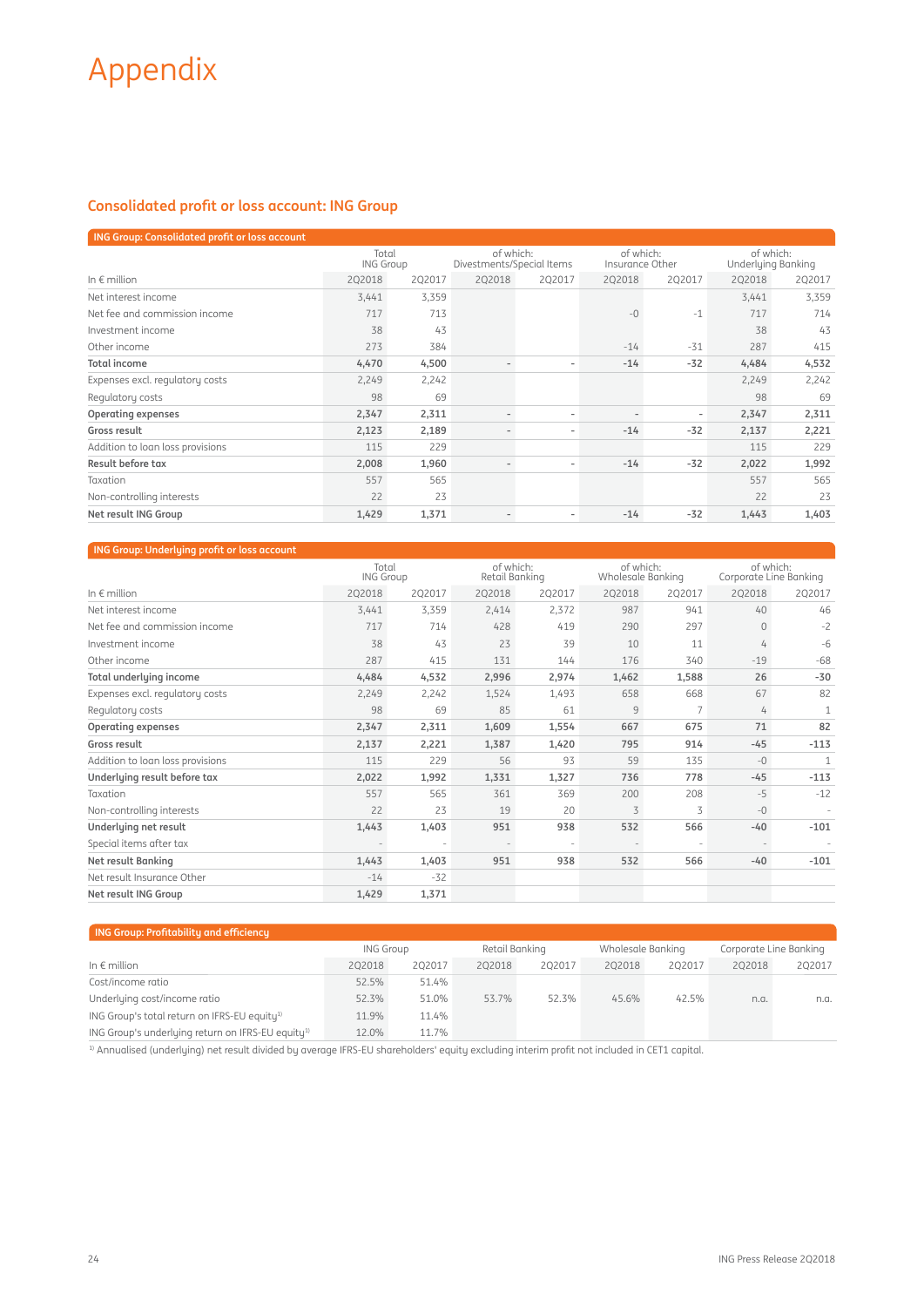# Appendix

## Consolidated profit or loss account: ING Group

| ING Group: Consolidated profit or loss account | Total ING Group | | of which: Divestments/Special Items | | of which: Insurance Other | | of which: Underlying Banking | |
|---|---|---|---|---|---|---|---|---|
| In € million | 2Q2018 | 2Q2017 | 2Q2018 | 2Q2017 | 2Q2018 | 2Q2017 | 2Q2018 | 2Q2017 |
| Net interest income | 3,441 | 3,359 | | | | | 3,441 | 3,359 |
| Net fee and commission income | 717 | 713 | | | -0 | -1 | 717 | 714 |
| Investment income | 38 | 43 | | | | | 38 | 43 |
| Other income | 273 | 384 | | | -14 | -31 | 287 | 415 |
| **Total income** | **4,470** | **4,500** | - | - | **-14** | **-32** | **4,484** | **4,532** |
| Expenses excl. regulatory costs | 2,249 | 2,242 | | | | | 2,249 | 2,242 |
| Regulatory costs | 98 | 69 | | | | | 98 | 69 |
| **Operating expenses** | **2,347** | **2,311** | - | - | - | - | **2,347** | **2,311** |
| **Gross result** | **2,123** | **2,189** | - | - | **-14** | **-32** | **2,137** | **2,221** |
| Addition to loan loss provisions | 115 | 229 | | | | | 115 | 229 |
| **Result before tax** | **2,008** | **1,960** | - | - | **-14** | **-32** | **2,022** | **1,992** |
| Taxation | 557 | 565 | | | | | 557 | 565 |
| Non-controlling interests | 22 | 23 | | | | | 22 | 23 |
| **Net result ING Group** | **1,429** | **1,371** | - | - | **-14** | **-32** | **1,443** | **1,403** |

| ING Group: Underlying profit or loss account | Total ING Group | | of which: Retail Banking | | of which: Wholesale Banking | | of which: Corporate Line Banking | |
|---|---|---|---|---|---|---|---|---|
| In € million | 2Q2018 | 2Q2017 | 2Q2018 | 2Q2017 | 2Q2018 | 2Q2017 | 2Q2018 | 2Q2017 |
| Net interest income | 3,441 | 3,359 | 2,414 | 2,372 | 987 | 941 | 40 | 46 |
| Net fee and commission income | 717 | 714 | 428 | 419 | 290 | 297 | 0 | -2 |
| Investment income | 38 | 43 | 23 | 39 | 10 | 11 | 4 | -6 |
| Other income | 287 | 415 | 131 | 144 | 176 | 340 | -19 | -68 |
| **Total underlying income** | **4,484** | **4,532** | **2,996** | **2,974** | **1,462** | **1,588** | **26** | **-30** |
| Expenses excl. regulatory costs | 2,249 | 2,242 | 1,524 | 1,493 | 658 | 668 | 67 | 82 |
| Regulatory costs | 98 | 69 | 85 | 61 | 9 | 7 | 4 | 1 |
| **Operating expenses** | **2,347** | **2,311** | **1,609** | **1,554** | **667** | **675** | **71** | **82** |
| **Gross result** | **2,137** | **2,221** | **1,387** | **1,420** | **795** | **914** | **-45** | **-113** |
| Addition to loan loss provisions | 115 | 229 | 56 | 93 | 59 | 135 | -0 | 1 |
| **Underlying result before tax** | **2,022** | **1,992** | **1,331** | **1,327** | **736** | **778** | **-45** | **-113** |
| Taxation | 557 | 565 | 361 | 369 | 200 | 208 | -5 | -12 |
| Non-controlling interests | 22 | 23 | 19 | 20 | 3 | 3 | -0 | - |
| **Underlying net result** | **1,443** | **1,403** | **951** | **938** | **532** | **566** | **-40** | **-101** |
| Special items after tax | - | - | - | - | - | - | - | - |
| **Net result Banking** | **1,443** | **1,403** | **951** | **938** | **532** | **566** | **-40** | **-101** |
| Net result Insurance Other | -14 | -32 | | | | | | |
| **Net result ING Group** | **1,429** | **1,371** | | | | | | |

| ING Group: Profitability and efficiency | ING Group | | Retail Banking | | Wholesale Banking | | Corporate Line Banking | |
|---|---|---|---|---|---|---|---|---|
| In € million | 2Q2018 | 2Q2017 | 2Q2018 | 2Q2017 | 2Q2018 | 2Q2017 | 2Q2018 | 2Q2017 |
| Cost/income ratio | 52.5% | 51.4% | | | | | | |
| Underlying cost/income ratio | 52.3% | 51.0% | 53.7% | 52.3% | 45.6% | 42.5% | n.a. | n.a. |
| ING Group's total return on IFRS-EU equity[1] | 11.9% | 11.4% | | | | | | |
| ING Group's underlying return on IFRS-EU equity[1] | 12.0% | 11.7% | | | | | | |

[1] Annualised (underlying) net result divided by average IFRS-EU shareholders' equity excluding interim profit not included in CET1 capital.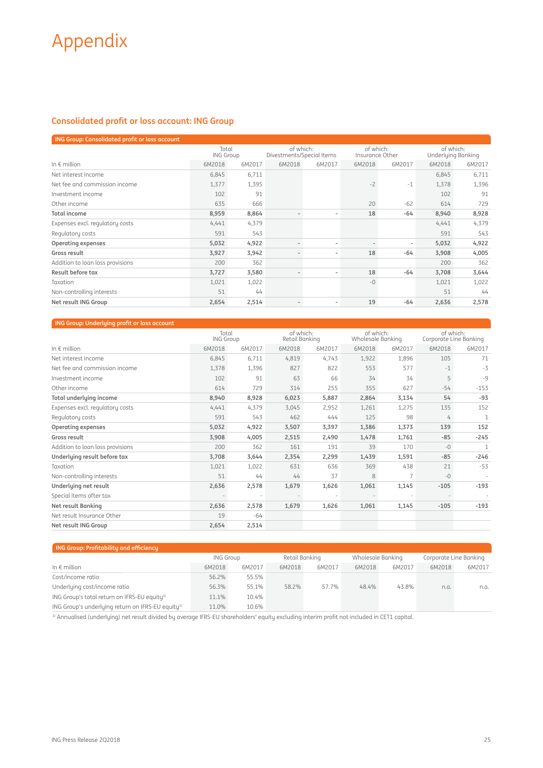# Appendix

## Consolidated profit or loss account: ING Group

| ING Group: Consolidated profit or loss account | Total ING Group | | of which: Divestments/Special Items | | of which: Insurance Other | | of which: Underlying Banking | |
|---|---|---|---|---|---|---|---|---|
| In € million | 6M2018 | 6M2017 | 6M2018 | 6M2017 | 6M2018 | 6M2017 | 6M2018 | 6M2017 |
| Net interest income | 6,845 | 6,711 | | | | | 6,845 | 6,711 |
| Net fee and commission income | 1,377 | 1,395 | | | -2 | -1 | 1,378 | 1,396 |
| Investment income | 102 | 91 | | | | | 102 | 91 |
| Other income | 635 | 666 | | | 20 | -62 | 614 | 729 |
| **Total income** | **8,959** | **8,864** | **-** | **-** | **18** | **-64** | **8,940** | **8,928** |
| Expenses excl. regulatory costs | 4,441 | 4,379 | | | | | 4,441 | 4,379 |
| Regulatory costs | 591 | 543 | | | | | 591 | 543 |
| **Operating expenses** | **5,032** | **4,922** | **-** | **-** | **-** | **-** | **5,032** | **4,922** |
| **Gross result** | **3,927** | **3,942** | **-** | **-** | **18** | **-64** | **3,908** | **4,005** |
| Addition to loan loss provisions | 200 | 362 | | | | | 200 | 362 |
| **Result before tax** | **3,727** | **3,580** | **-** | **-** | **18** | **-64** | **3,708** | **3,644** |
| Taxation | 1,021 | 1,022 | | | -0 | | 1,021 | 1,022 |
| Non-controlling interests | 51 | 44 | | | | | 51 | 44 |
| **Net result ING Group** | **2,654** | **2,514** | **-** | **-** | **19** | **-64** | **2,636** | **2,578** |

| ING Group: Underlying profit or loss account | Total ING Group | | of which: Retail Banking | | of which: Wholesale Banking | | of which: Corporate Line Banking | |
|---|---|---|---|---|---|---|---|---|
| In € million | 6M2018 | 6M2017 | 6M2018 | 6M2017 | 6M2018 | 6M2017 | 6M2018 | 6M2017 |
| Net interest income | 6,845 | 6,711 | 4,819 | 4,743 | 1,922 | 1,896 | 105 | 71 |
| Net fee and commission income | 1,378 | 1,396 | 827 | 822 | 553 | 577 | -1 | -3 |
| Investment income | 102 | 91 | 63 | 66 | 34 | 34 | 5 | -9 |
| Other income | 614 | 729 | 314 | 255 | 355 | 627 | -54 | -153 |
| **Total underlying income** | **8,940** | **8,928** | **6,023** | **5,887** | **2,864** | **3,134** | **54** | **-93** |
| Expenses excl. regulatory costs | 4,441 | 4,379 | 3,045 | 2,952 | 1,261 | 1,275 | 135 | 152 |
| Regulatory costs | 591 | 543 | 462 | 444 | 125 | 98 | 4 | 1 |
| **Operating expenses** | **5,032** | **4,922** | **3,507** | **3,397** | **1,386** | **1,373** | **139** | **152** |
| **Gross result** | **3,908** | **4,005** | **2,515** | **2,490** | **1,478** | **1,761** | **-85** | **-245** |
| Addition to loan loss provisions | 200 | 362 | 161 | 191 | 39 | 170 | -0 | 1 |
| **Underlying result before tax** | **3,708** | **3,644** | **2,354** | **2,299** | **1,439** | **1,591** | **-85** | **-246** |
| Taxation | 1,021 | 1,022 | 631 | 636 | 369 | 438 | 21 | -53 |
| Non-controlling interests | 51 | 44 | 44 | 37 | 8 | 7 | -0 | - |
| **Underlying net result** | **2,636** | **2,578** | **1,679** | **1,626** | **1,061** | **1,145** | **-105** | **-193** |
| Special items after tax | - | - | - | - | - | - | - | - |
| **Net result Banking** | **2,636** | **2,578** | **1,679** | **1,626** | **1,061** | **1,145** | **-105** | **-193** |
| Net result Insurance Other | 19 | -64 | | | | | | |
| **Net result ING Group** | **2,654** | **2,514** | | | | | | |

| ING Group: Profitability and efficiency | ING Group | | Retail Banking | | Wholesale Banking | | Corporate Line Banking | |
|---|---|---|---|---|---|---|---|---|
| In € million | 6M2018 | 6M2017 | 6M2018 | 6M2017 | 6M2018 | 6M2017 | 6M2018 | 6M2017 |
| Cost/income ratio | 56.2% | 55.5% | | | | | | |
| Underlying cost/income ratio | 56.3% | 55.1% | 58.2% | 57.7% | 48.4% | 43.8% | n.a. | n.a. |
| ING Group's total return on IFRS-EU equity[1] | 11.1% | 10.4% | | | | | | |
| ING Group's underlying return on IFRS-EU equity[1] | 11.0% | 10.6% | | | | | | |

[1] Annualised (underlying) net result divided by average IFRS-EU shareholders' equity excluding interim profit not included in CET1 capital.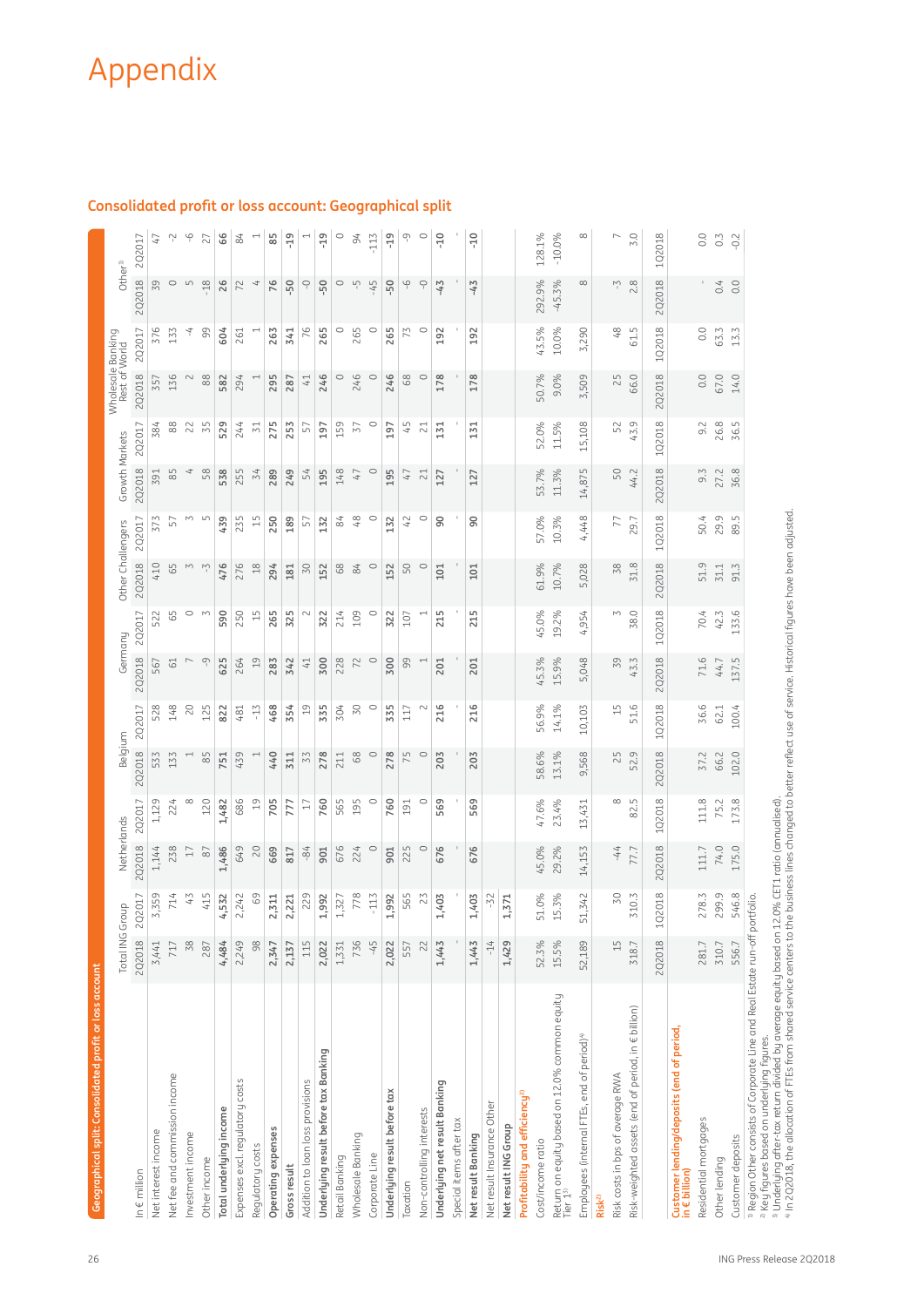# Appendix

## Consolidated profit or loss account: Geographical split

**Geographical split: Consolidated profit or loss account**

| In € million | Total ING Group 2Q2018 | Total ING Group 2Q2017 | Netherlands 2Q2018 | Netherlands 2Q2017 | Belgium 2Q2018 | Belgium 2Q2017 | Germany 2Q2018 | Germany 2Q2017 | Other Challengers 2Q2018 | Other Challengers 2Q2017 | Growth Markets 2Q2018 | Growth Markets 2Q2017 | Wholesale Banking Rest of World 2Q2018 | Wholesale Banking Rest of World 2Q2017 | Other[1] 2Q2018 | Other[1] 2Q2017 |
|---|---|---|---|---|---|---|---|---|---|---|---|---|---|---|---|---|
| Net interest income | 3,441 | 3,359 | 1,144 | 1,129 | 533 | 528 | 567 | 522 | 410 | 373 | 391 | 384 | 357 | 376 | 39 | 47 |
| Net fee and commission income | 717 | 714 | 238 | 224 | 133 | 148 | 61 | 65 | 65 | 57 | 85 | 88 | 136 | 133 | 0 | -2 |
| Investment income | 38 | 43 | 17 | 8 | 1 | 20 | 7 | 0 | 3 | 3 | 4 | 22 | 2 | -4 | 5 | -6 |
| Other income | 287 | 415 | 87 | 120 | 85 | 125 | -9 | 3 | -3 | 5 | 58 | 35 | 88 | 99 | -18 | 27 |
| **Total underlying income** | **4,484** | **4,532** | **1,486** | **1,482** | **751** | **822** | **625** | **590** | **476** | **439** | **538** | **529** | **582** | **604** | **26** | **66** |
| Expenses excl. regulatory costs | 2,249 | 2,242 | 649 | 686 | 439 | 481 | 264 | 250 | 276 | 235 | 255 | 244 | 294 | 261 | 72 | 84 |
| Regulatory costs | 98 | 69 | 20 | 19 | 1 | -13 | 19 | 15 | 18 | 15 | 34 | 31 | 1 | 1 | 4 | 1 |
| **Operating expenses** | **2,347** | **2,311** | **669** | **705** | **440** | **468** | **283** | **265** | **294** | **250** | **289** | **275** | **295** | **263** | **76** | **85** |
| **Gross result** | **2,137** | **2,221** | **817** | **777** | **311** | **354** | **342** | **325** | **181** | **189** | **249** | **253** | **287** | **341** | **-50** | **-19** |
| Addition to loan loss provisions | 115 | 229 | -84 | 17 | 33 | 19 | 41 | 2 | 30 | 57 | 54 | 57 | 41 | 76 | -0 | 1 |
| **Underlying result before tax Banking** | **2,022** | **1,992** | **901** | **760** | **278** | **335** | **300** | **322** | **152** | **132** | **195** | **197** | **246** | **265** | **-50** | **-19** |
| Retail Banking | 1,331 | 1,327 | 676 | 565 | 211 | 304 | 228 | 214 | 68 | 84 | 148 | 159 | 0 | 0 | 0 | 0 |
| Wholesale Banking | 736 | 778 | 224 | 195 | 68 | 30 | 72 | 109 | 84 | 48 | 47 | 37 | 246 | 265 | -5 | 94 |
| Corporate Line | -45 | -113 | 0 | 0 | 0 | 0 | 0 | 0 | 0 | 0 | 0 | 0 | 0 | 0 | -45 | -113 |
| **Underlying result before tax** | **2,022** | **1,992** | **901** | **760** | **278** | **335** | **300** | **322** | **152** | **132** | **195** | **197** | **246** | **265** | **-50** | **-19** |
| Taxation | 557 | 565 | 225 | 191 | 75 | 117 | 99 | 107 | 50 | 42 | 47 | 45 | 68 | 73 | -6 | -9 |
| Non-controlling interests | 22 | 23 | 0 | 0 | 0 | 2 | 1 | 1 | 0 | 0 | 21 | 21 | 0 | 0 | -0 | 0 |
| **Underlying net result Banking** | **1,443** | **1,403** | **676** | **569** | **203** | **216** | **201** | **215** | **101** | **90** | **127** | **131** | **178** | **192** | **-43** | **-10** |
| Special items after tax | - | - | - | - | - | - | - | - | - | - | - | - | - | - | - | - |
| **Net result Banking** | **1,443** | **1,403** | **676** | **569** | **203** | **216** | **201** | **215** | **101** | **90** | **127** | **131** | **178** | **192** | **-43** | **-10** |
| Net result Insurance Other | -14 | -32 | | | | | | | | | | | | | | |
| **Net result ING Group** | **1,429** | **1,371** | | | | | | | | | | | | | | |
| **Profitability and efficiency[2]** | | | | | | | | | | | | | | | | |
| Cost/income ratio | 52.3% | 51.0% | 45.0% | 47.6% | 58.6% | 56.9% | 45.3% | 45.0% | 61.9% | 57.0% | 53.7% | 52.0% | 50.7% | 43.5% | 292.9% | 128.1% |
| Return on equity based on 12.0% common equity Tier 1[3] | 15.5% | 15.3% | 29.2% | 23.4% | 13.1% | 14.1% | 15.9% | 19.2% | 10.7% | 10.3% | 11.3% | 11.5% | 9.0% | 10.0% | -45.3% | -10.0% |
| Employees (internal FTEs, end of period)[4] | 52,189 | 51,342 | 14,153 | 13,431 | 9,568 | 10,103 | 5,048 | 4,954 | 5,028 | 4,448 | 14,875 | 15,108 | 3,509 | 3,290 | 8 | 8 |
| **Risk[2]** | | | | | | | | | | | | | | | | |
| Risk costs in bps of average RWA | 15 | 30 | -44 | 8 | 25 | 15 | 39 | 3 | 38 | 77 | 50 | 52 | 25 | 48 | -3 | 7 |
| Risk-weighted assets (end of period, in € billion) | 318.7 | 310.3 | 77.7 | 82.5 | 52.9 | 51.6 | 43.3 | 38.0 | 31.8 | 29.7 | 44.2 | 43.9 | 66.0 | 61.5 | 2.8 | 3.0 |
| | 2Q2018 | 1Q2018 | 2Q2018 | 1Q2018 | 2Q2018 | 1Q2018 | 2Q2018 | 1Q2018 | 2Q2018 | 1Q2018 | 2Q2018 | 1Q2018 | 2Q2018 | 1Q2018 | 2Q2018 | 1Q2018 |
| **Customer lending/deposits (end of period, in € billion)** | | | | | | | | | | | | | | | | |
| Residential mortgages | 281.7 | 278.3 | 111.7 | 111.8 | 37.2 | 36.6 | 71.6 | 70.4 | 51.9 | 50.4 | 9.3 | 9.2 | 0.0 | 0.0 | - | 0.0 |
| Other lending | 310.7 | 299.9 | 74.0 | 75.2 | 66.2 | 62.1 | 44.7 | 42.3 | 31.1 | 29.9 | 27.2 | 26.8 | 67.0 | 63.3 | 0.4 | 0.3 |
| Customer deposits | 556.7 | 546.8 | 175.0 | 173.8 | 102.0 | 100.4 | 137.5 | 133.6 | 91.3 | 89.5 | 36.8 | 36.5 | 14.0 | 13.3 | 0.0 | -0.2 |

[1] Region Other consists of Corporate Line and Real Estate run-off portfolio.
[2] Key figures based on underlying figures.
[3] Underlying after-tax return divided by average equity based on 12.0% CET1 ratio (annualised).
[4] In 2Q2018, the allocation of FTEs from shared service centers to the business lines changed to better reflect use of service. Historical figures have been adjusted.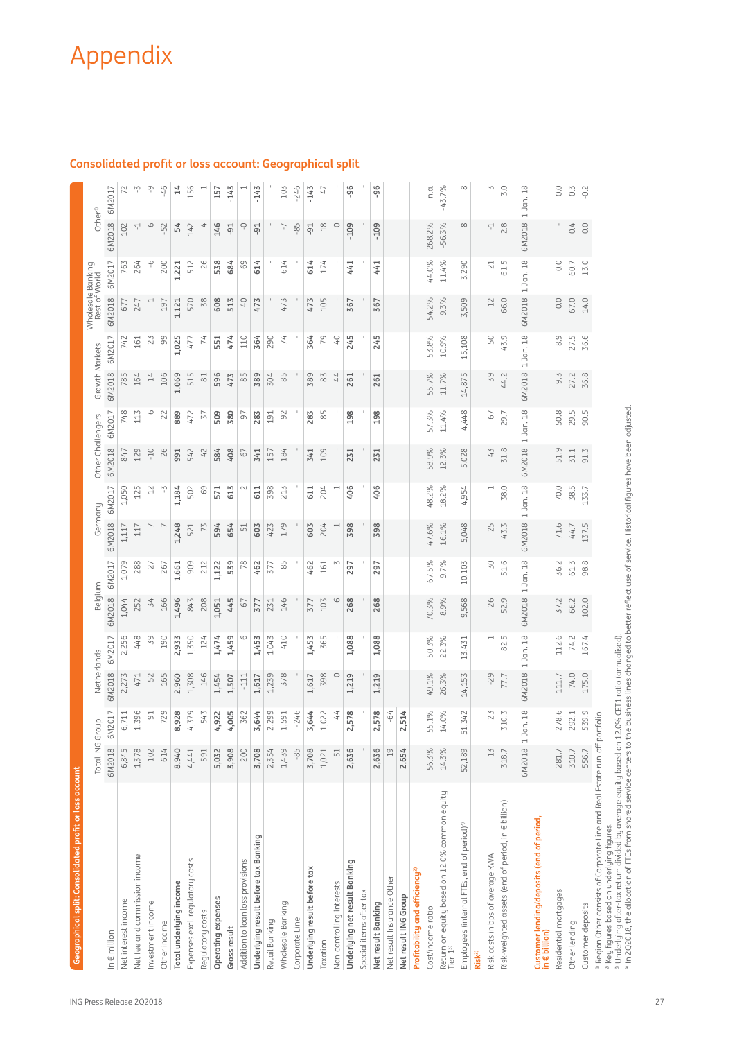# Appendix

## Consolidated profit or loss account: Geographical split

**Geographical split: Consolidated profit or loss account**

| In € million | Total ING Group | | Netherlands | | Belgium | | Germany | | Other Challengers | | Growth Markets | | Wholesale Banking Rest of World | | Other[1] | |
|---|---|---|---|---|---|---|---|---|---|---|---|---|---|---|---|---|
| | 6M2018 | 6M2017 | 6M2018 | 6M2017 | 6M2018 | 6M2017 | 6M2018 | 6M2017 | 6M2018 | 6M2017 | 6M2018 | 6M2017 | 6M2018 | 6M2017 | 6M2018 | 6M2017 |
| Net interest income | 6,845 | 6,711 | 2,273 | 2,256 | 1,044 | 1,079 | 1,117 | 1,050 | 847 | 748 | 785 | 742 | 677 | 763 | 102 | 72 |
| Net fee and commission income | 1,378 | 1,396 | 471 | 448 | 252 | 288 | 117 | 125 | 129 | 113 | 164 | 161 | 247 | 264 | -1 | -3 |
| Investment income | 102 | 91 | 52 | 39 | 34 | 27 | 7 | 12 | -10 | 6 | 14 | 23 | 1 | -6 | 6 | -9 |
| Other income | 614 | 729 | 165 | 190 | 166 | 267 | 7 | -3 | 26 | 22 | 106 | 99 | 197 | 200 | -52 | -46 |
| **Total underlying income** | **8,940** | **8,928** | **2,960** | **2,933** | **1,496** | **1,661** | **1,248** | **1,184** | **991** | **889** | **1,069** | **1,025** | **1,121** | **1,221** | **54** | **14** |
| Expenses excl. regulatory costs | 4,441 | 4,379 | 1,308 | 1,350 | 843 | 909 | 521 | 502 | 542 | 472 | 515 | 477 | 570 | 512 | 142 | 156 |
| Regulatory costs | 591 | 543 | 146 | 124 | 208 | 212 | 73 | 69 | 42 | 37 | 81 | 74 | 38 | 26 | 4 | 1 |
| **Operating expenses** | **5,032** | **4,922** | **1,454** | **1,474** | **1,051** | **1,122** | **594** | **571** | **584** | **509** | **596** | **551** | **608** | **538** | **146** | **157** |
| **Gross result** | **3,908** | **4,005** | **1,507** | **1,459** | **445** | **539** | **654** | **613** | **408** | **380** | **473** | **474** | **513** | **684** | **-91** | **-143** |
| Addition to loan loss provisions | 200 | 362 | -111 | 6 | 67 | 78 | 51 | 2 | 67 | 97 | 85 | 110 | 40 | 69 | -0 | 1 |
| **Underlying result before tax Banking** | **3,708** | **3,644** | **1,617** | **1,453** | **377** | **462** | **603** | **611** | **341** | **283** | **389** | **364** | **473** | **614** | **-91** | **-143** |
| Retail Banking | 2,354 | 2,299 | 1,239 | 1,043 | 231 | 377 | 423 | 398 | 157 | 191 | 304 | 290 | - | - | - | - |
| Wholesale Banking | 1,439 | 1,591 | 378 | 410 | 146 | 85 | 179 | 213 | 184 | 92 | 85 | 74 | 473 | 614 | -7 | 103 |
| Corporate Line | -85 | -246 | - | - | - | - | - | - | - | - | - | - | - | - | -85 | -246 |
| **Underlying result before tax** | **3,708** | **3,644** | **1,617** | **1,453** | **377** | **462** | **603** | **611** | **341** | **283** | **389** | **364** | **473** | **614** | **-91** | **-143** |
| Taxation | 1,021 | 1,022 | 398 | 365 | 103 | 161 | 204 | 204 | 109 | 85 | 83 | 79 | 105 | 174 | 18 | -47 |
| Non-controlling interests | 51 | 44 | 0 | - | 6 | 3 | 1 | 1 | - | - | 44 | 40 | - | - | -0 | - |
| **Underlying net result Banking** | **2,636** | **2,578** | **1,219** | **1,088** | **268** | **297** | **398** | **406** | **231** | **198** | **261** | **245** | **367** | **441** | **-109** | **-96** |
| Special items after tax | - | - | - | - | - | - | - | - | - | - | - | - | - | - | - | - |
| **Net result Banking** | **2,636** | **2,578** | **1,219** | **1,088** | **268** | **297** | **398** | **406** | **231** | **198** | **261** | **245** | **367** | **441** | **-109** | **-96** |
| Net result Insurance Other | 19 | -64 | | | | | | | | | | | | | | |
| **Net result ING Group** | **2,654** | **2,514** | | | | | | | | | | | | | | |
| **Profitability and efficiency[2]** | | | | | | | | | | | | | | | | |
| Cost/income ratio | 56.3% | 55.1% | 49.1% | 50.3% | 70.3% | 67.5% | 47.6% | 48.2% | 58.9% | 57.3% | 55.7% | 53.8% | 54.2% | 44.0% | 268.2% | n.a. |
| Return on equity based on 12.0% common equity Tier 1[3] | 14.3% | 14.0% | 26.3% | 22.3% | 8.9% | 9.7% | 16.1% | 18.2% | 12.3% | 11.4% | 11.7% | 10.9% | 9.3% | 11.4% | -56.3% | -43.7% |
| Employees (internal FTEs, end of period)[4] | 52,189 | 51,342 | 14,153 | 13,431 | 9,568 | 10,103 | 5,048 | 4,954 | 5,028 | 4,448 | 14,875 | 15,108 | 3,509 | 3,290 | 8 | 8 |
| **Risk[2]** | | | | | | | | | | | | | | | | |
| Risk costs in bps of average RWA | 13 | 23 | -29 | 1 | 26 | 30 | 25 | 1 | 43 | 67 | 39 | 50 | 12 | 21 | -1 | 3 |
| Risk-weighted assets (end of period, in € billion) | 318.7 | 310.3 | 77.7 | 82.5 | 52.9 | 51.6 | 43.3 | 38.0 | 31.8 | 29.7 | 44.2 | 43.9 | 66.0 | 61.5 | 2.8 | 3.0 |
| | 6M2018 | 1 Jan. 18 | 6M2018 | 1 Jan. 18 | 6M2018 | 1 Jan. 18 | 6M2018 | 1 Jan. 18 | 6M2018 | 1 Jan. 18 | 6M2018 | 1 Jan. 18 | 6M2018 | 1 Jan. 18 | 6M2018 | 1 Jan. 18 |
| **Customer lending/deposits (end of period, in € billion)** | | | | | | | | | | | | | | | | |
| Residential mortgages | 281.7 | 278.6 | 111.7 | 112.6 | 37.2 | 36.2 | 71.6 | 70.0 | 51.9 | 50.8 | 9.3 | 8.9 | 0.0 | 0.0 | - | 0.0 |
| Other lending | 310.7 | 292.1 | 74.0 | 74.2 | 66.2 | 61.3 | 44.7 | 38.5 | 31.1 | 29.5 | 27.2 | 27.5 | 67.0 | 60.7 | 0.4 | 0.3 |
| Customer deposits | 556.7 | 539.9 | 175.0 | 167.4 | 102.0 | 98.8 | 137.5 | 133.7 | 91.3 | 90.5 | 36.8 | 36.6 | 14.0 | 13.0 | 0.0 | -0.2 |

[1] Region Other consists of Corporate Line and Real Estate run-off portfolio.
[2] Key figures based on underlying figures.
[3] Underlying after-tax return divided by average equity based on 12.0% CET1 ratio (annualised).
[4] In 2Q2018, the allocation of FTEs from shared service centers to the business lines changed to better reflect use of service. Historical figures have been adjusted.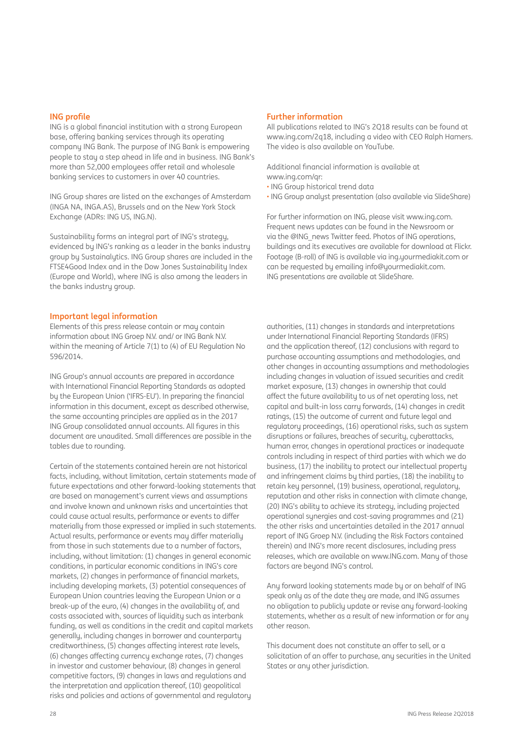## ING profile

ING is a global financial institution with a strong European base, offering banking services through its operating company ING Bank. The purpose of ING Bank is empowering people to stay a step ahead in life and in business. ING Bank's more than 52,000 employees offer retail and wholesale banking services to customers in over 40 countries.

ING Group shares are listed on the exchanges of Amsterdam (INGA NA, INGA.AS), Brussels and on the New York Stock Exchange (ADRs: ING US, ING.N).

Sustainability forms an integral part of ING's strategy, evidenced by ING's ranking as a leader in the banks industry group by Sustainalytics. ING Group shares are included in the FTSE4Good Index and in the Dow Jones Sustainability Index (Europe and World), where ING is also among the leaders in the banks industry group.

## Further information

All publications related to ING's 2Q18 results can be found at www.ing.com/2q18, including a video with CEO Ralph Hamers. The video is also available on YouTube.

Additional financial information is available at www.ing.com/qr:

- ING Group historical trend data
- ING Group analyst presentation (also available via SlideShare)

For further information on ING, please visit www.ing.com. Frequent news updates can be found in the Newsroom or via the @ING_news Twitter feed. Photos of ING operations, buildings and its executives are available for download at Flickr. Footage (B-roll) of ING is available via ing.yourmediakit.com or can be requested by emailing info@yourmediakit.com. ING presentations are available at SlideShare.

## Important legal information

Elements of this press release contain or may contain information about ING Groep N.V. and/ or ING Bank N.V. within the meaning of Article 7(1) to (4) of EU Regulation No 596/2014.

ING Group's annual accounts are prepared in accordance with International Financial Reporting Standards as adopted by the European Union ('IFRS-EU'). In preparing the financial information in this document, except as described otherwise, the same accounting principles are applied as in the 2017 ING Group consolidated annual accounts. All figures in this document are unaudited. Small differences are possible in the tables due to rounding.

Certain of the statements contained herein are not historical facts, including, without limitation, certain statements made of future expectations and other forward-looking statements that are based on management's current views and assumptions and involve known and unknown risks and uncertainties that could cause actual results, performance or events to differ materially from those expressed or implied in such statements. Actual results, performance or events may differ materially from those in such statements due to a number of factors, including, without limitation: (1) changes in general economic conditions, in particular economic conditions in ING's core markets, (2) changes in performance of financial markets, including developing markets, (3) potential consequences of European Union countries leaving the European Union or a break-up of the euro, (4) changes in the availability of, and costs associated with, sources of liquidity such as interbank funding, as well as conditions in the credit and capital markets generally, including changes in borrower and counterparty creditworthiness, (5) changes affecting interest rate levels, (6) changes affecting currency exchange rates, (7) changes in investor and customer behaviour, (8) changes in general competitive factors, (9) changes in laws and regulations and the interpretation and application thereof, (10) geopolitical risks and policies and actions of governmental and regulatory authorities, (11) changes in standards and interpretations under International Financial Reporting Standards (IFRS) and the application thereof, (12) conclusions with regard to purchase accounting assumptions and methodologies, and other changes in accounting assumptions and methodologies including changes in valuation of issued securities and credit market exposure, (13) changes in ownership that could affect the future availability to us of net operating loss, net capital and built-in loss carry forwards, (14) changes in credit ratings, (15) the outcome of current and future legal and regulatory proceedings, (16) operational risks, such as system disruptions or failures, breaches of security, cyberattacks, human error, changes in operational practices or inadequate controls including in respect of third parties with which we do business, (17) the inability to protect our intellectual property and infringement claims by third parties, (18) the inability to retain key personnel, (19) business, operational, regulatory, reputation and other risks in connection with climate change, (20) ING's ability to achieve its strategy, including projected operational synergies and cost-saving programmes and (21) the other risks and uncertainties detailed in the 2017 annual report of ING Groep N.V. (including the Risk Factors contained therein) and ING's more recent disclosures, including press releases, which are available on www.ING.com. Many of those factors are beyond ING's control.

Any forward looking statements made by or on behalf of ING speak only as of the date they are made, and ING assumes no obligation to publicly update or revise any forward-looking statements, whether as a result of new information or for any other reason.

This document does not constitute an offer to sell, or a solicitation of an offer to purchase, any securities in the United States or any other jurisdiction.